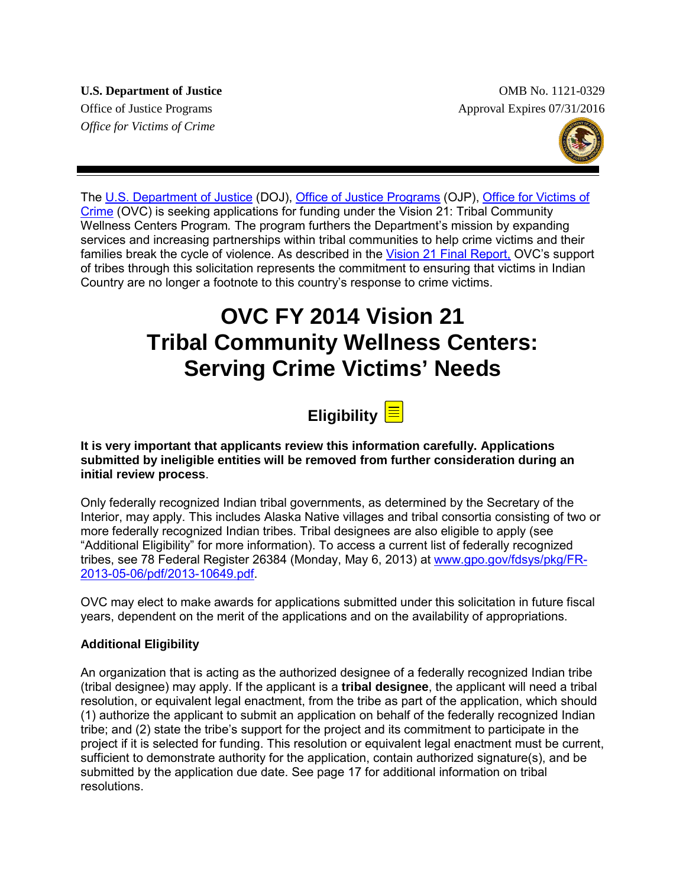**U.S. Department of Justice**
Office of Justice Programs
*Office for Victims of Crime*

OMB No. 1121-0329
Approval Expires 07/31/2016

The U.S. Department of Justice (DOJ), Office of Justice Programs (OJP), Office for Victims of Crime (OVC) is seeking applications for funding under the Vision 21: Tribal Community Wellness Centers Program. The program furthers the Department's mission by expanding services and increasing partnerships within tribal communities to help crime victims and their families break the cycle of violence. As described in the Vision 21 Final Report, OVC's support of tribes through this solicitation represents the commitment to ensuring that victims in Indian Country are no longer a footnote to this country's response to crime victims.

# OVC FY 2014 Vision 21 Tribal Community Wellness Centers: Serving Crime Victims' Needs

## Eligibility

**It is very important that applicants review this information carefully. Applications submitted by ineligible entities will be removed from further consideration during an initial review process**.

Only federally recognized Indian tribal governments, as determined by the Secretary of the Interior, may apply. This includes Alaska Native villages and tribal consortia consisting of two or more federally recognized Indian tribes. Tribal designees are also eligible to apply (see "Additional Eligibility" for more information). To access a current list of federally recognized tribes, see 78 Federal Register 26384 (Monday, May 6, 2013) at www.gpo.gov/fdsys/pkg/FR-2013-05-06/pdf/2013-10649.pdf.

OVC may elect to make awards for applications submitted under this solicitation in future fiscal years, dependent on the merit of the applications and on the availability of appropriations.

### Additional Eligibility

An organization that is acting as the authorized designee of a federally recognized Indian tribe (tribal designee) may apply. If the applicant is a **tribal designee**, the applicant will need a tribal resolution, or equivalent legal enactment, from the tribe as part of the application, which should (1) authorize the applicant to submit an application on behalf of the federally recognized Indian tribe; and (2) state the tribe's support for the project and its commitment to participate in the project if it is selected for funding. This resolution or equivalent legal enactment must be current, sufficient to demonstrate authority for the application, contain authorized signature(s), and be submitted by the application due date. See page 17 for additional information on tribal resolutions.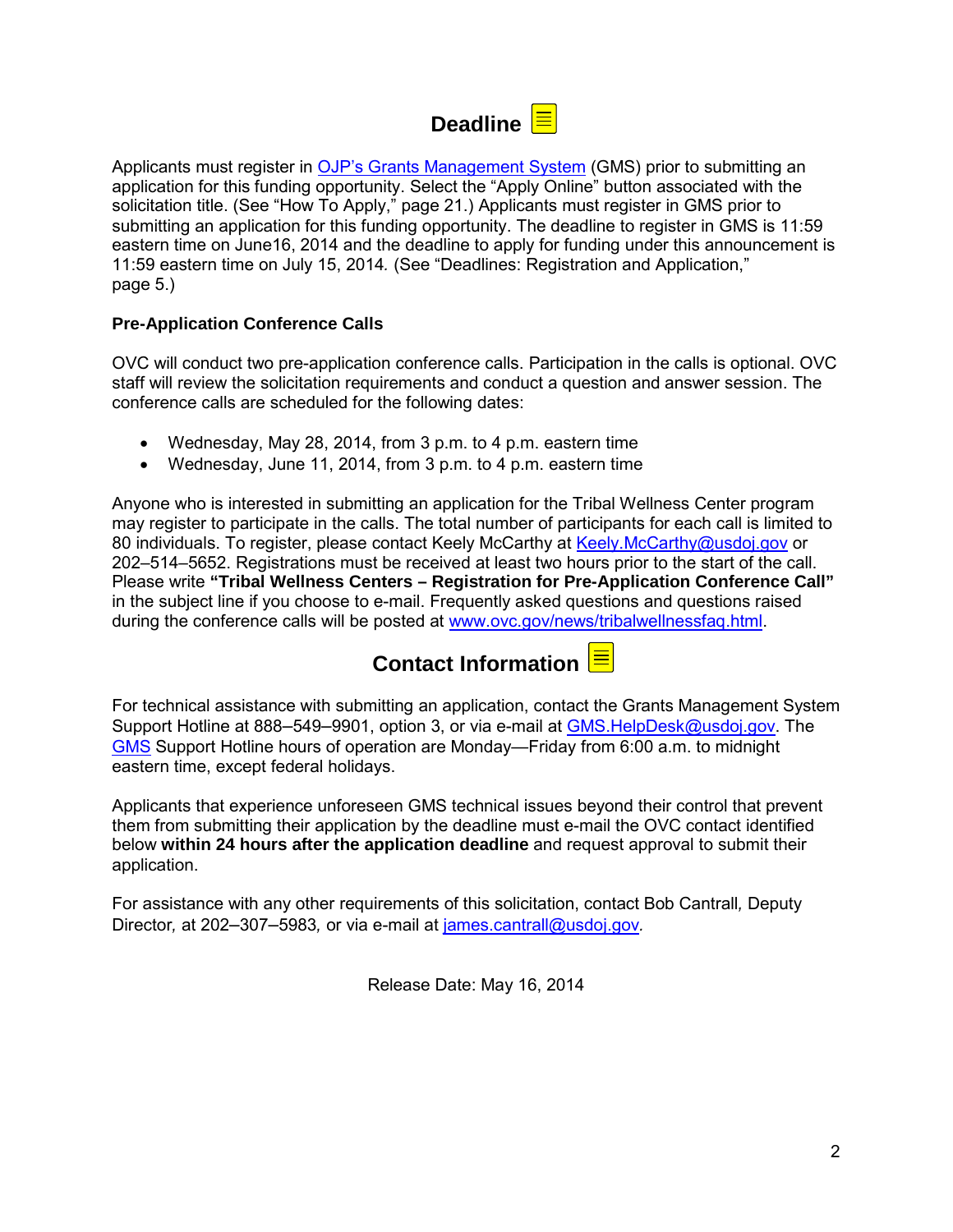## Deadline

Applicants must register in OJP's Grants Management System (GMS) prior to submitting an application for this funding opportunity. Select the "Apply Online" button associated with the solicitation title. (See "How To Apply," page 21.) Applicants must register in GMS prior to submitting an application for this funding opportunity. The deadline to register in GMS is 11:59 eastern time on June16, 2014 and the deadline to apply for funding under this announcement is 11:59 eastern time on July 15, 2014*.* (See "Deadlines: Registration and Application," page 5.)

### Pre-Application Conference Calls

OVC will conduct two pre-application conference calls. Participation in the calls is optional. OVC staff will review the solicitation requirements and conduct a question and answer session. The conference calls are scheduled for the following dates:

- Wednesday, May 28, 2014, from 3 p.m. to 4 p.m. eastern time
- Wednesday, June 11, 2014, from 3 p.m. to 4 p.m. eastern time

Anyone who is interested in submitting an application for the Tribal Wellness Center program may register to participate in the calls. The total number of participants for each call is limited to 80 individuals. To register, please contact Keely McCarthy at Keely.McCarthy@usdoj.gov or 202–514–5652. Registrations must be received at least two hours prior to the start of the call. Please write **"Tribal Wellness Centers – Registration for Pre-Application Conference Call"** in the subject line if you choose to e-mail. Frequently asked questions and questions raised during the conference calls will be posted at www.ovc.gov/news/tribalwellnessfaq.html.

## Contact Information

For technical assistance with submitting an application, contact the Grants Management System Support Hotline at 888–549–9901, option 3, or via e-mail at GMS.HelpDesk@usdoj.gov. The GMS Support Hotline hours of operation are Monday—Friday from 6:00 a.m. to midnight eastern time, except federal holidays.

Applicants that experience unforeseen GMS technical issues beyond their control that prevent them from submitting their application by the deadline must e-mail the OVC contact identified below **within 24 hours after the application deadline** and request approval to submit their application.

For assistance with any other requirements of this solicitation, contact Bob Cantrall*,* Deputy Director*,* at 202–307–5983*,* or via e-mail at james.cantrall@usdoj.gov*.*

Release Date: May 16, 2014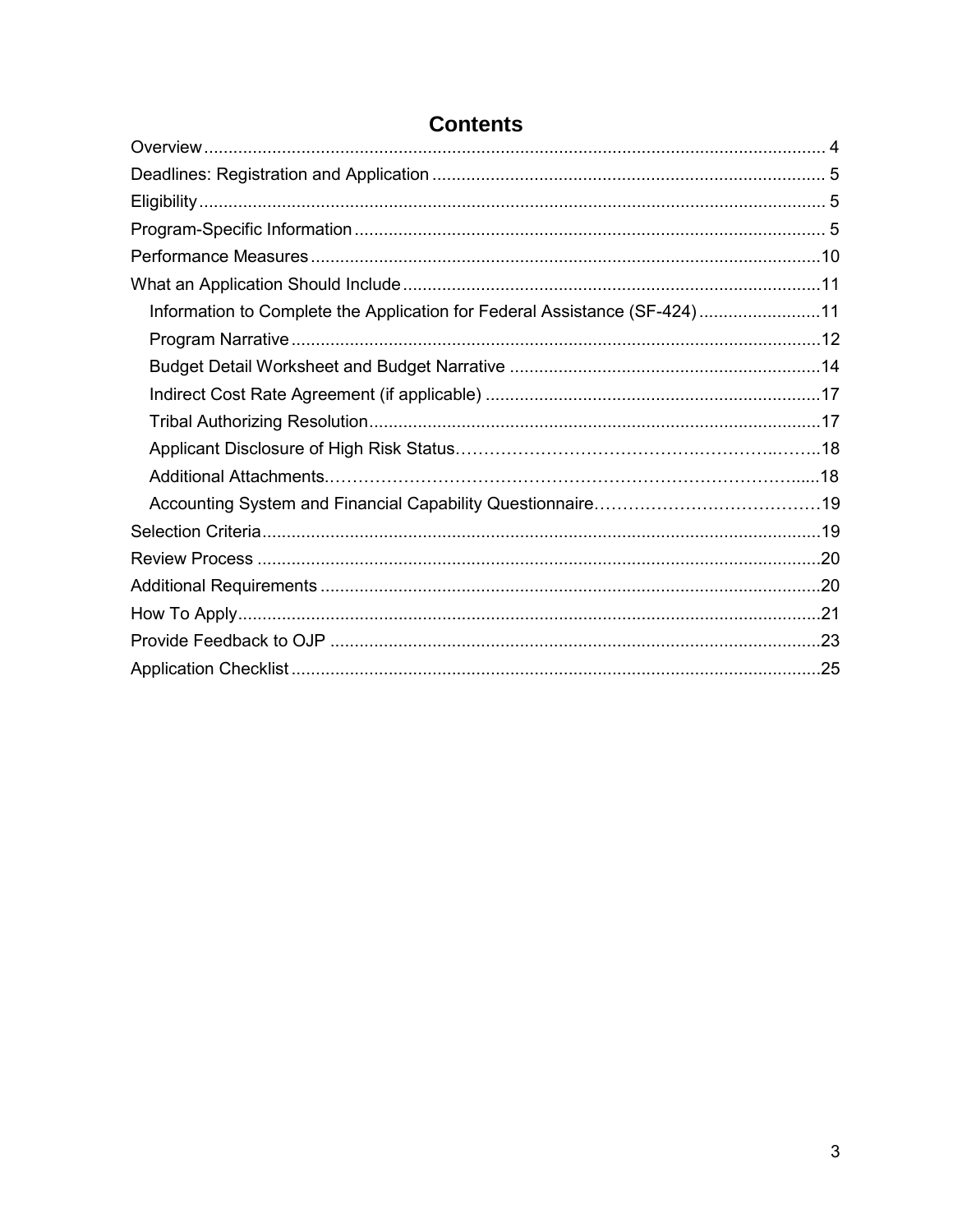# Contents

- Overview ... 4
- Deadlines: Registration and Application ... 5
- Eligibility ... 5
- Program-Specific Information ... 5
- Performance Measures ... 10
- What an Application Should Include ... 11
  - Information to Complete the Application for Federal Assistance (SF-424) ... 11
  - Program Narrative ... 12
  - Budget Detail Worksheet and Budget Narrative ... 14
  - Indirect Cost Rate Agreement (if applicable) ... 17
  - Tribal Authorizing Resolution ... 17
  - Applicant Disclosure of High Risk Status ... 18
  - Additional Attachments ... 18
  - Accounting System and Financial Capability Questionnaire ... 19
- Selection Criteria ... 19
- Review Process ... 20
- Additional Requirements ... 20
- How To Apply ... 21
- Provide Feedback to OJP ... 23
- Application Checklist ... 25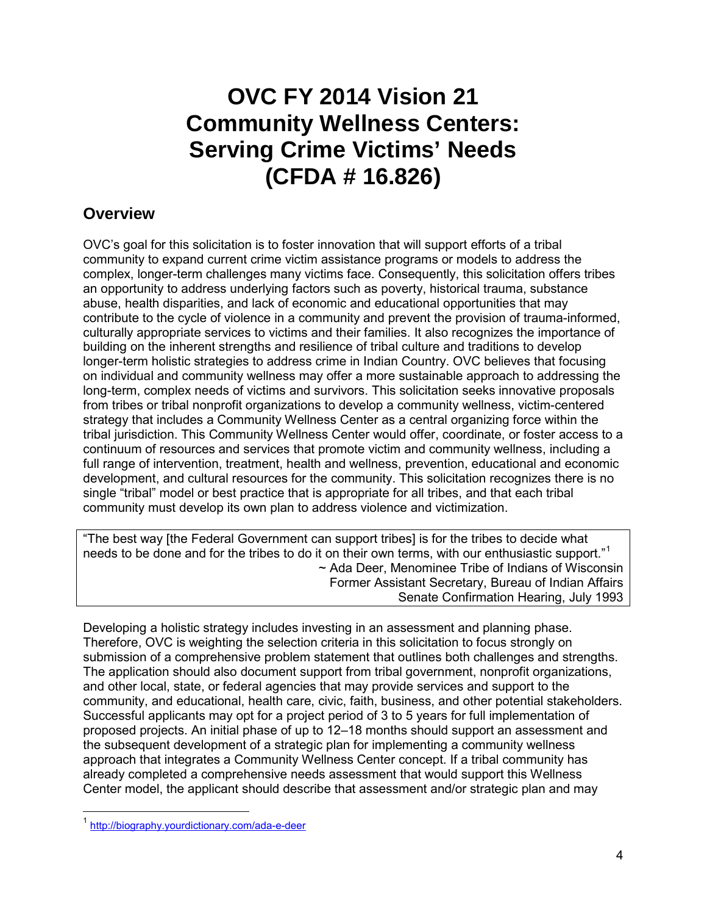# OVC FY 2014 Vision 21 Community Wellness Centers: Serving Crime Victims' Needs (CFDA # 16.826)

## Overview

OVC's goal for this solicitation is to foster innovation that will support efforts of a tribal community to expand current crime victim assistance programs or models to address the complex, longer-term challenges many victims face. Consequently, this solicitation offers tribes an opportunity to address underlying factors such as poverty, historical trauma, substance abuse, health disparities, and lack of economic and educational opportunities that may contribute to the cycle of violence in a community and prevent the provision of trauma-informed, culturally appropriate services to victims and their families. It also recognizes the importance of building on the inherent strengths and resilience of tribal culture and traditions to develop longer-term holistic strategies to address crime in Indian Country. OVC believes that focusing on individual and community wellness may offer a more sustainable approach to addressing the long-term, complex needs of victims and survivors. This solicitation seeks innovative proposals from tribes or tribal nonprofit organizations to develop a community wellness, victim-centered strategy that includes a Community Wellness Center as a central organizing force within the tribal jurisdiction. This Community Wellness Center would offer, coordinate, or foster access to a continuum of resources and services that promote victim and community wellness, including a full range of intervention, treatment, health and wellness, prevention, educational and economic development, and cultural resources for the community. This solicitation recognizes there is no single "tribal" model or best practice that is appropriate for all tribes, and that each tribal community must develop its own plan to address violence and victimization.

> "The best way [the Federal Government can support tribes] is for the tribes to decide what needs to be done and for the tribes to do it on their own terms, with our enthusiastic support."[1]
>
> ~ Ada Deer, Menominee Tribe of Indians of Wisconsin
> Former Assistant Secretary, Bureau of Indian Affairs
> Senate Confirmation Hearing, July 1993

Developing a holistic strategy includes investing in an assessment and planning phase. Therefore, OVC is weighting the selection criteria in this solicitation to focus strongly on submission of a comprehensive problem statement that outlines both challenges and strengths. The application should also document support from tribal government, nonprofit organizations, and other local, state, or federal agencies that may provide services and support to the community, and educational, health care, civic, faith, business, and other potential stakeholders. Successful applicants may opt for a project period of 3 to 5 years for full implementation of proposed projects. An initial phase of up to 12–18 months should support an assessment and the subsequent development of a strategic plan for implementing a community wellness approach that integrates a Community Wellness Center concept. If a tribal community has already completed a comprehensive needs assessment that would support this Wellness Center model, the applicant should describe that assessment and/or strategic plan and may

---

[1] http://biography.yourdictionary.com/ada-e-deer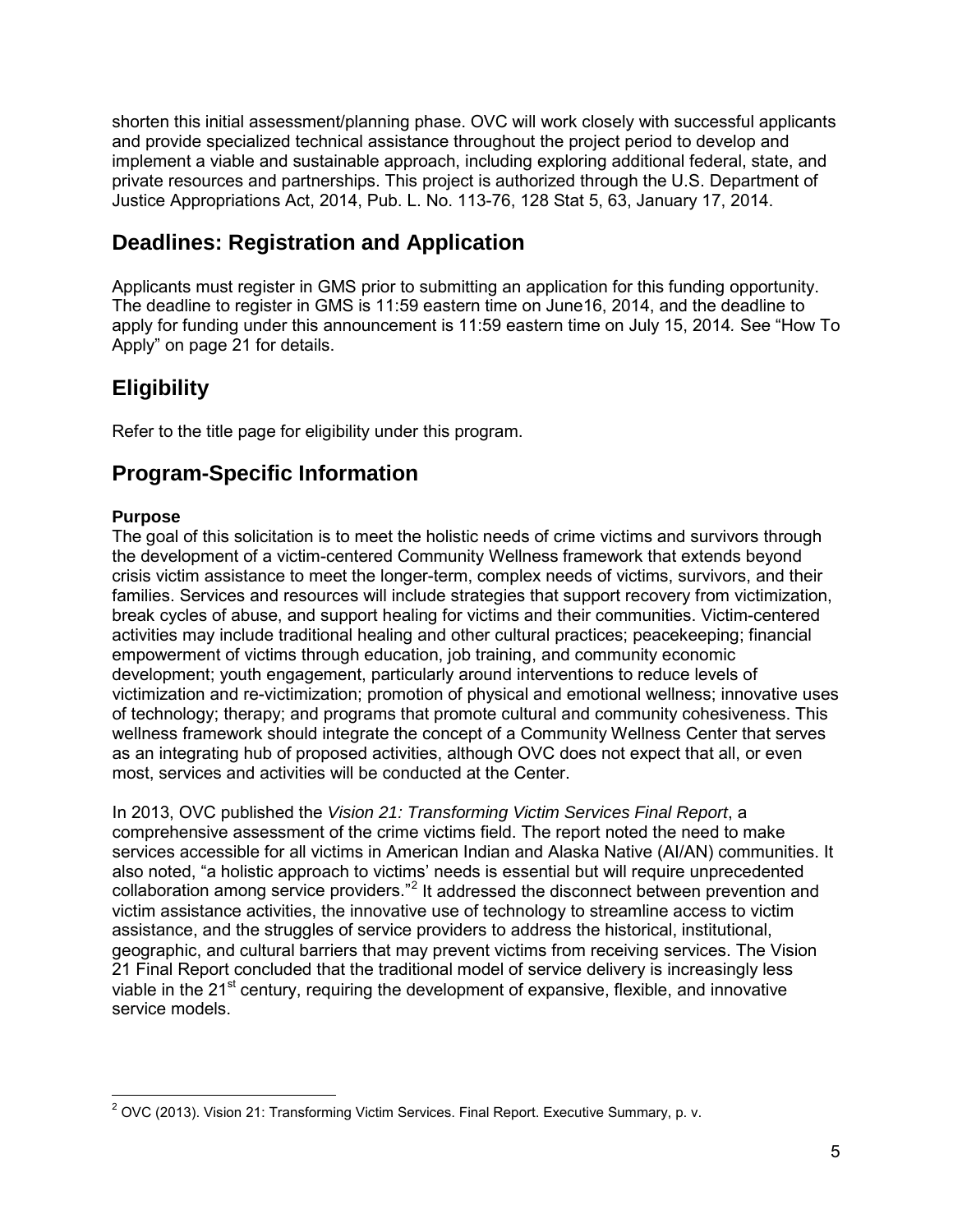shorten this initial assessment/planning phase. OVC will work closely with successful applicants and provide specialized technical assistance throughout the project period to develop and implement a viable and sustainable approach, including exploring additional federal, state, and private resources and partnerships. This project is authorized through the U.S. Department of Justice Appropriations Act, 2014, Pub. L. No. 113-76, 128 Stat 5, 63, January 17, 2014.

## Deadlines: Registration and Application

Applicants must register in GMS prior to submitting an application for this funding opportunity. The deadline to register in GMS is 11:59 eastern time on June16, 2014, and the deadline to apply for funding under this announcement is 11:59 eastern time on July 15, 2014*.* See "How To Apply" on page 21 for details.

## Eligibility

Refer to the title page for eligibility under this program.

## Program-Specific Information

**Purpose**

The goal of this solicitation is to meet the holistic needs of crime victims and survivors through the development of a victim-centered Community Wellness framework that extends beyond crisis victim assistance to meet the longer-term, complex needs of victims, survivors, and their families. Services and resources will include strategies that support recovery from victimization, break cycles of abuse, and support healing for victims and their communities. Victim-centered activities may include traditional healing and other cultural practices; peacekeeping; financial empowerment of victims through education, job training, and community economic development; youth engagement, particularly around interventions to reduce levels of victimization and re-victimization; promotion of physical and emotional wellness; innovative uses of technology; therapy; and programs that promote cultural and community cohesiveness. This wellness framework should integrate the concept of a Community Wellness Center that serves as an integrating hub of proposed activities, although OVC does not expect that all, or even most, services and activities will be conducted at the Center.

In 2013, OVC published the *Vision 21: Transforming Victim Services Final Report*, a comprehensive assessment of the crime victims field. The report noted the need to make services accessible for all victims in American Indian and Alaska Native (AI/AN) communities. It also noted, "a holistic approach to victims' needs is essential but will require unprecedented collaboration among service providers."[2] It addressed the disconnect between prevention and victim assistance activities, the innovative use of technology to streamline access to victim assistance, and the struggles of service providers to address the historical, institutional, geographic, and cultural barriers that may prevent victims from receiving services. The Vision 21 Final Report concluded that the traditional model of service delivery is increasingly less viable in the 21st century, requiring the development of expansive, flexible, and innovative service models.

---

[2] OVC (2013). Vision 21: Transforming Victim Services. Final Report. Executive Summary, p. v.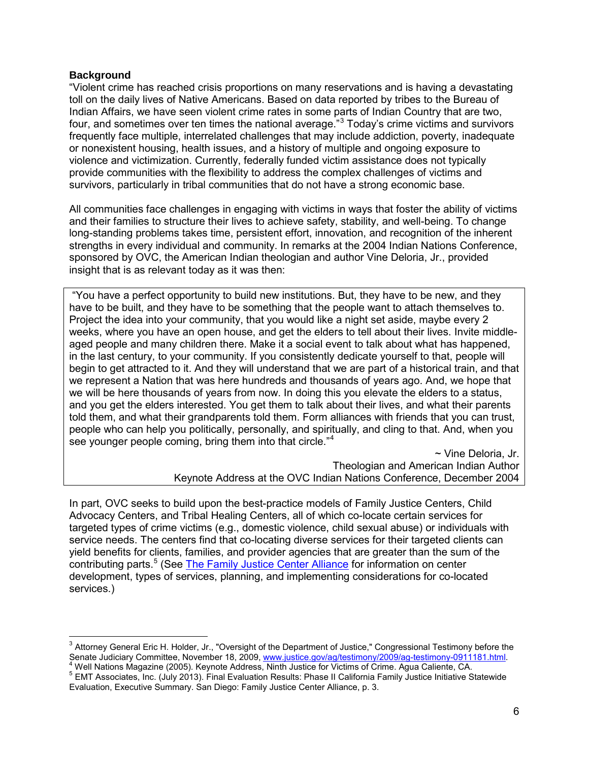**Background**

"Violent crime has reached crisis proportions on many reservations and is having a devastating toll on the daily lives of Native Americans. Based on data reported by tribes to the Bureau of Indian Affairs, we have seen violent crime rates in some parts of Indian Country that are two, four, and sometimes over ten times the national average."[3] Today's crime victims and survivors frequently face multiple, interrelated challenges that may include addiction, poverty, inadequate or nonexistent housing, health issues, and a history of multiple and ongoing exposure to violence and victimization. Currently, federally funded victim assistance does not typically provide communities with the flexibility to address the complex challenges of victims and survivors, particularly in tribal communities that do not have a strong economic base.

All communities face challenges in engaging with victims in ways that foster the ability of victims and their families to structure their lives to achieve safety, stability, and well-being. To change long-standing problems takes time, persistent effort, innovation, and recognition of the inherent strengths in every individual and community. In remarks at the 2004 Indian Nations Conference, sponsored by OVC, the American Indian theologian and author Vine Deloria, Jr., provided insight that is as relevant today as it was then:

> "You have a perfect opportunity to build new institutions. But, they have to be new, and they have to be built, and they have to be something that the people want to attach themselves to. Project the idea into your community, that you would like a night set aside, maybe every 2 weeks, where you have an open house, and get the elders to tell about their lives. Invite middle-aged people and many children there. Make it a social event to talk about what has happened, in the last century, to your community. If you consistently dedicate yourself to that, people will begin to get attracted to it. And they will understand that we are part of a historical train, and that we represent a Nation that was here hundreds and thousands of years ago. And, we hope that we will be here thousands of years from now. In doing this you elevate the elders to a status, and you get the elders interested. You get them to talk about their lives, and what their parents told them, and what their grandparents told them. Form alliances with friends that you can trust, people who can help you politically, personally, and spiritually, and cling to that. And, when you see younger people coming, bring them into that circle."[4]
>
> ~ Vine Deloria, Jr.
> Theologian and American Indian Author
> Keynote Address at the OVC Indian Nations Conference, December 2004

In part, OVC seeks to build upon the best-practice models of Family Justice Centers, Child Advocacy Centers, and Tribal Healing Centers, all of which co-locate certain services for targeted types of crime victims (e.g., domestic violence, child sexual abuse) or individuals with service needs. The centers find that co-locating diverse services for their targeted clients can yield benefits for clients, families, and provider agencies that are greater than the sum of the contributing parts.[5] (See The Family Justice Center Alliance for information on center development, types of services, planning, and implementing considerations for co-located services.)

---

[3] Attorney General Eric H. Holder, Jr., "Oversight of the Department of Justice," Congressional Testimony before the Senate Judiciary Committee, November 18, 2009, www.justice.gov/ag/testimony/2009/ag-testimony-0911181.html.

[4] Well Nations Magazine (2005). Keynote Address, Ninth Justice for Victims of Crime. Agua Caliente, CA.

[5] EMT Associates, Inc. (July 2013). Final Evaluation Results: Phase II California Family Justice Initiative Statewide Evaluation, Executive Summary. San Diego: Family Justice Center Alliance, p. 3.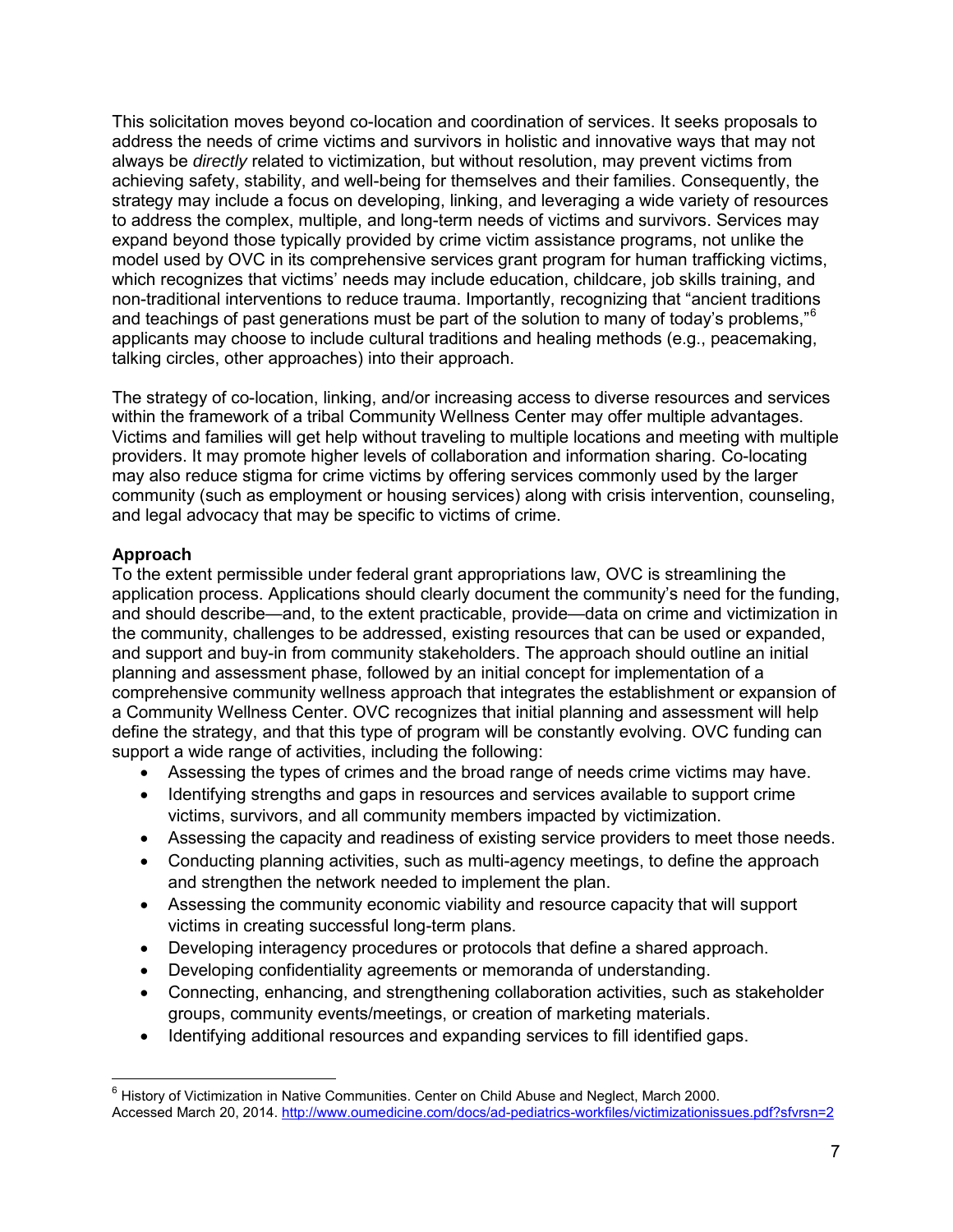This solicitation moves beyond co-location and coordination of services. It seeks proposals to address the needs of crime victims and survivors in holistic and innovative ways that may not always be *directly* related to victimization, but without resolution, may prevent victims from achieving safety, stability, and well-being for themselves and their families. Consequently, the strategy may include a focus on developing, linking, and leveraging a wide variety of resources to address the complex, multiple, and long-term needs of victims and survivors. Services may expand beyond those typically provided by crime victim assistance programs, not unlike the model used by OVC in its comprehensive services grant program for human trafficking victims, which recognizes that victims' needs may include education, childcare, job skills training, and non-traditional interventions to reduce trauma. Importantly, recognizing that "ancient traditions and teachings of past generations must be part of the solution to many of today's problems,"[6] applicants may choose to include cultural traditions and healing methods (e.g., peacemaking, talking circles, other approaches) into their approach.

The strategy of co-location, linking, and/or increasing access to diverse resources and services within the framework of a tribal Community Wellness Center may offer multiple advantages. Victims and families will get help without traveling to multiple locations and meeting with multiple providers. It may promote higher levels of collaboration and information sharing. Co-locating may also reduce stigma for crime victims by offering services commonly used by the larger community (such as employment or housing services) along with crisis intervention, counseling, and legal advocacy that may be specific to victims of crime.

**Approach**

To the extent permissible under federal grant appropriations law, OVC is streamlining the application process. Applications should clearly document the community's need for the funding, and should describe—and, to the extent practicable, provide—data on crime and victimization in the community, challenges to be addressed, existing resources that can be used or expanded, and support and buy-in from community stakeholders. The approach should outline an initial planning and assessment phase, followed by an initial concept for implementation of a comprehensive community wellness approach that integrates the establishment or expansion of a Community Wellness Center. OVC recognizes that initial planning and assessment will help define the strategy, and that this type of program will be constantly evolving. OVC funding can support a wide range of activities, including the following:

- Assessing the types of crimes and the broad range of needs crime victims may have.
- Identifying strengths and gaps in resources and services available to support crime victims, survivors, and all community members impacted by victimization.
- Assessing the capacity and readiness of existing service providers to meet those needs.
- Conducting planning activities, such as multi-agency meetings, to define the approach and strengthen the network needed to implement the plan.
- Assessing the community economic viability and resource capacity that will support victims in creating successful long-term plans.
- Developing interagency procedures or protocols that define a shared approach.
- Developing confidentiality agreements or memoranda of understanding.
- Connecting, enhancing, and strengthening collaboration activities, such as stakeholder groups, community events/meetings, or creation of marketing materials.
- Identifying additional resources and expanding services to fill identified gaps.

---

[6] History of Victimization in Native Communities. Center on Child Abuse and Neglect, March 2000. Accessed March 20, 2014. http://www.oumedicine.com/docs/ad-pediatrics-workfiles/victimizationissues.pdf?sfvrsn=2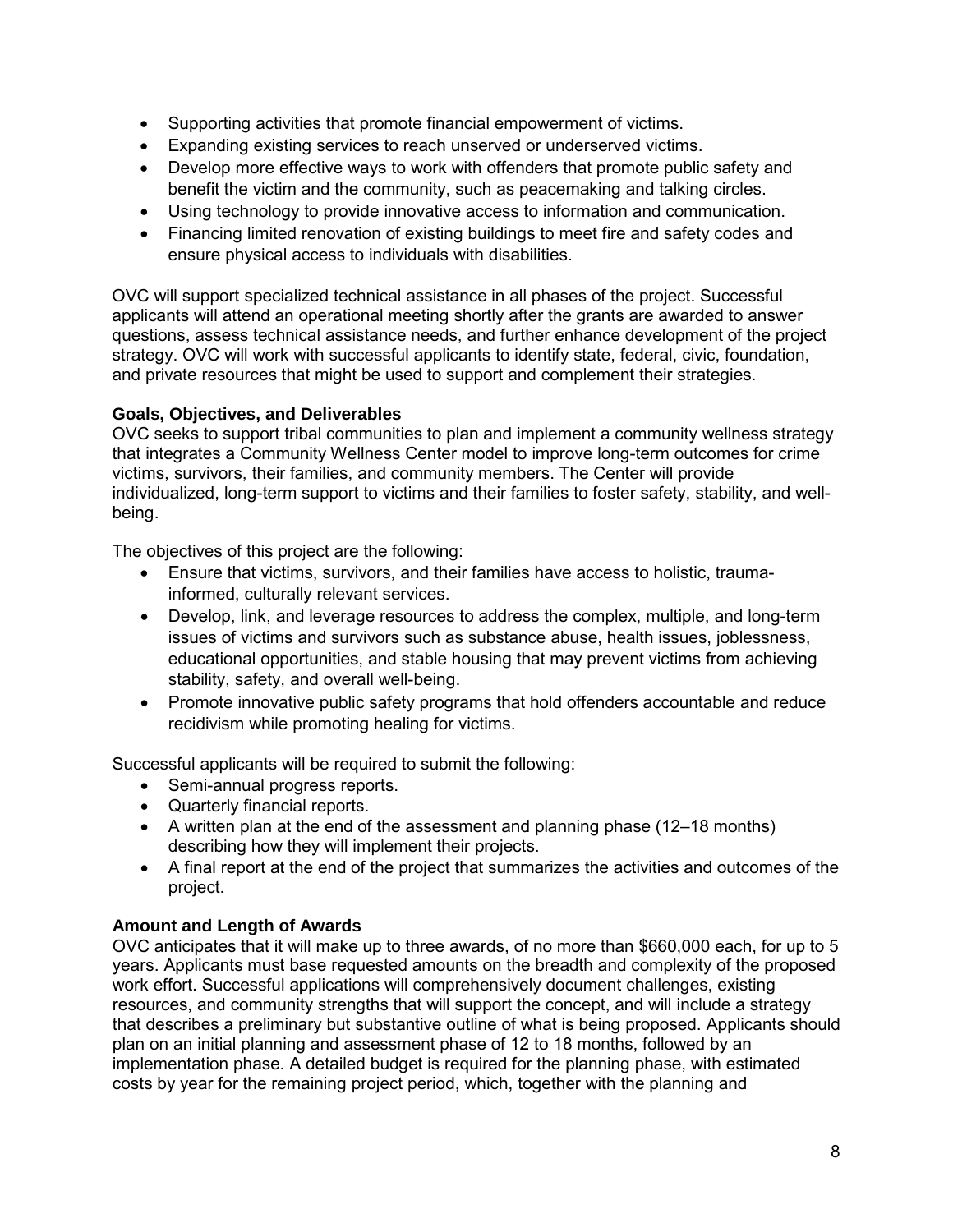- Supporting activities that promote financial empowerment of victims.
- Expanding existing services to reach unserved or underserved victims.
- Develop more effective ways to work with offenders that promote public safety and benefit the victim and the community, such as peacemaking and talking circles.
- Using technology to provide innovative access to information and communication.
- Financing limited renovation of existing buildings to meet fire and safety codes and ensure physical access to individuals with disabilities.

OVC will support specialized technical assistance in all phases of the project. Successful applicants will attend an operational meeting shortly after the grants are awarded to answer questions, assess technical assistance needs, and further enhance development of the project strategy. OVC will work with successful applicants to identify state, federal, civic, foundation, and private resources that might be used to support and complement their strategies.

**Goals, Objectives, and Deliverables**

OVC seeks to support tribal communities to plan and implement a community wellness strategy that integrates a Community Wellness Center model to improve long-term outcomes for crime victims, survivors, their families, and community members. The Center will provide individualized, long-term support to victims and their families to foster safety, stability, and well-being.

The objectives of this project are the following:

- Ensure that victims, survivors, and their families have access to holistic, trauma-informed, culturally relevant services.
- Develop, link, and leverage resources to address the complex, multiple, and long-term issues of victims and survivors such as substance abuse, health issues, joblessness, educational opportunities, and stable housing that may prevent victims from achieving stability, safety, and overall well-being.
- Promote innovative public safety programs that hold offenders accountable and reduce recidivism while promoting healing for victims.

Successful applicants will be required to submit the following:

- Semi-annual progress reports.
- Quarterly financial reports.
- A written plan at the end of the assessment and planning phase (12–18 months) describing how they will implement their projects.
- A final report at the end of the project that summarizes the activities and outcomes of the project.

**Amount and Length of Awards**

OVC anticipates that it will make up to three awards, of no more than $660,000 each, for up to 5 years. Applicants must base requested amounts on the breadth and complexity of the proposed work effort. Successful applications will comprehensively document challenges, existing resources, and community strengths that will support the concept, and will include a strategy that describes a preliminary but substantive outline of what is being proposed. Applicants should plan on an initial planning and assessment phase of 12 to 18 months, followed by an implementation phase. A detailed budget is required for the planning phase, with estimated costs by year for the remaining project period, which, together with the planning and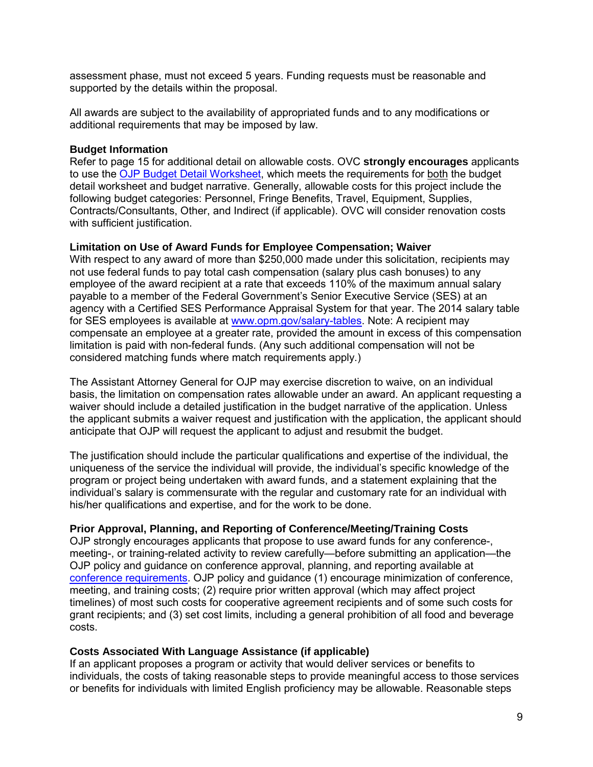assessment phase, must not exceed 5 years. Funding requests must be reasonable and supported by the details within the proposal.

All awards are subject to the availability of appropriated funds and to any modifications or additional requirements that may be imposed by law.

**Budget Information**

Refer to page 15 for additional detail on allowable costs. OVC **strongly encourages** applicants to use the [OJP Budget Detail Worksheet](), which meets the requirements for both the budget detail worksheet and budget narrative. Generally, allowable costs for this project include the following budget categories: Personnel, Fringe Benefits, Travel, Equipment, Supplies, Contracts/Consultants, Other, and Indirect (if applicable). OVC will consider renovation costs with sufficient justification.

**Limitation on Use of Award Funds for Employee Compensation; Waiver**

With respect to any award of more than $250,000 made under this solicitation, recipients may not use federal funds to pay total cash compensation (salary plus cash bonuses) to any employee of the award recipient at a rate that exceeds 110% of the maximum annual salary payable to a member of the Federal Government's Senior Executive Service (SES) at an agency with a Certified SES Performance Appraisal System for that year. The 2014 salary table for SES employees is available at [www.opm.gov/salary-tables](www.opm.gov/salary-tables). Note: A recipient may compensate an employee at a greater rate, provided the amount in excess of this compensation limitation is paid with non-federal funds. (Any such additional compensation will not be considered matching funds where match requirements apply.)

The Assistant Attorney General for OJP may exercise discretion to waive, on an individual basis, the limitation on compensation rates allowable under an award. An applicant requesting a waiver should include a detailed justification in the budget narrative of the application. Unless the applicant submits a waiver request and justification with the application, the applicant should anticipate that OJP will request the applicant to adjust and resubmit the budget.

The justification should include the particular qualifications and expertise of the individual, the uniqueness of the service the individual will provide, the individual's specific knowledge of the program or project being undertaken with award funds, and a statement explaining that the individual's salary is commensurate with the regular and customary rate for an individual with his/her qualifications and expertise, and for the work to be done.

**Prior Approval, Planning, and Reporting of Conference/Meeting/Training Costs**

OJP strongly encourages applicants that propose to use award funds for any conference-, meeting-, or training-related activity to review carefully—before submitting an application—the OJP policy and guidance on conference approval, planning, and reporting available at [conference requirements](). OJP policy and guidance (1) encourage minimization of conference, meeting, and training costs; (2) require prior written approval (which may affect project timelines) of most such costs for cooperative agreement recipients and of some such costs for grant recipients; and (3) set cost limits, including a general prohibition of all food and beverage costs.

**Costs Associated With Language Assistance (if applicable)**

If an applicant proposes a program or activity that would deliver services or benefits to individuals, the costs of taking reasonable steps to provide meaningful access to those services or benefits for individuals with limited English proficiency may be allowable. Reasonable steps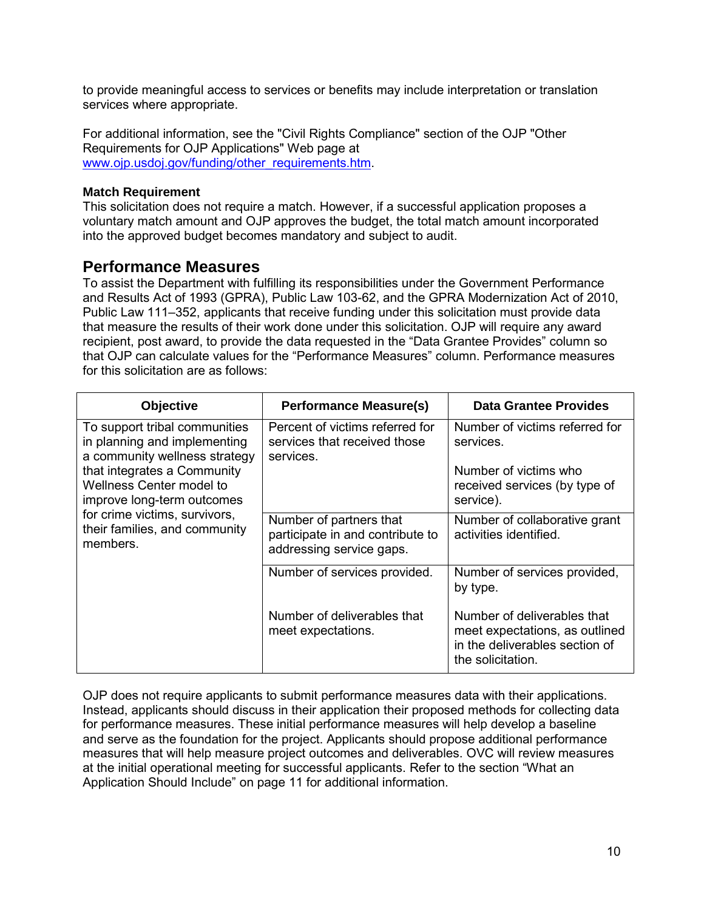to provide meaningful access to services or benefits may include interpretation or translation services where appropriate.

For additional information, see the "Civil Rights Compliance" section of the OJP "Other Requirements for OJP Applications" Web page at [www.ojp.usdoj.gov/funding/other_requirements.htm](www.ojp.usdoj.gov/funding/other_requirements.htm).

**Match Requirement**
This solicitation does not require a match. However, if a successful application proposes a voluntary match amount and OJP approves the budget, the total match amount incorporated into the approved budget becomes mandatory and subject to audit.

## Performance Measures

To assist the Department with fulfilling its responsibilities under the Government Performance and Results Act of 1993 (GPRA), Public Law 103-62, and the GPRA Modernization Act of 2010, Public Law 111–352, applicants that receive funding under this solicitation must provide data that measure the results of their work done under this solicitation. OJP will require any award recipient, post award, to provide the data requested in the "Data Grantee Provides" column so that OJP can calculate values for the "Performance Measures" column. Performance measures for this solicitation are as follows:

| Objective | Performance Measure(s) | Data Grantee Provides |
|---|---|---|
| To support tribal communities in planning and implementing a community wellness strategy that integrates a Community Wellness Center model to improve long-term outcomes for crime victims, survivors, their families, and community members. | Percent of victims referred for services that received those services. | Number of victims referred for services.<br><br>Number of victims who received services (by type of service). |
| | Number of partners that participate in and contribute to addressing service gaps. | Number of collaborative grant activities identified. |
| | Number of services provided.<br><br>Number of deliverables that meet expectations. | Number of services provided, by type.<br><br>Number of deliverables that meet expectations, as outlined in the deliverables section of the solicitation. |

OJP does not require applicants to submit performance measures data with their applications. Instead, applicants should discuss in their application their proposed methods for collecting data for performance measures. These initial performance measures will help develop a baseline and serve as the foundation for the project. Applicants should propose additional performance measures that will help measure project outcomes and deliverables. OVC will review measures at the initial operational meeting for successful applicants. Refer to the section "What an Application Should Include" on page 11 for additional information.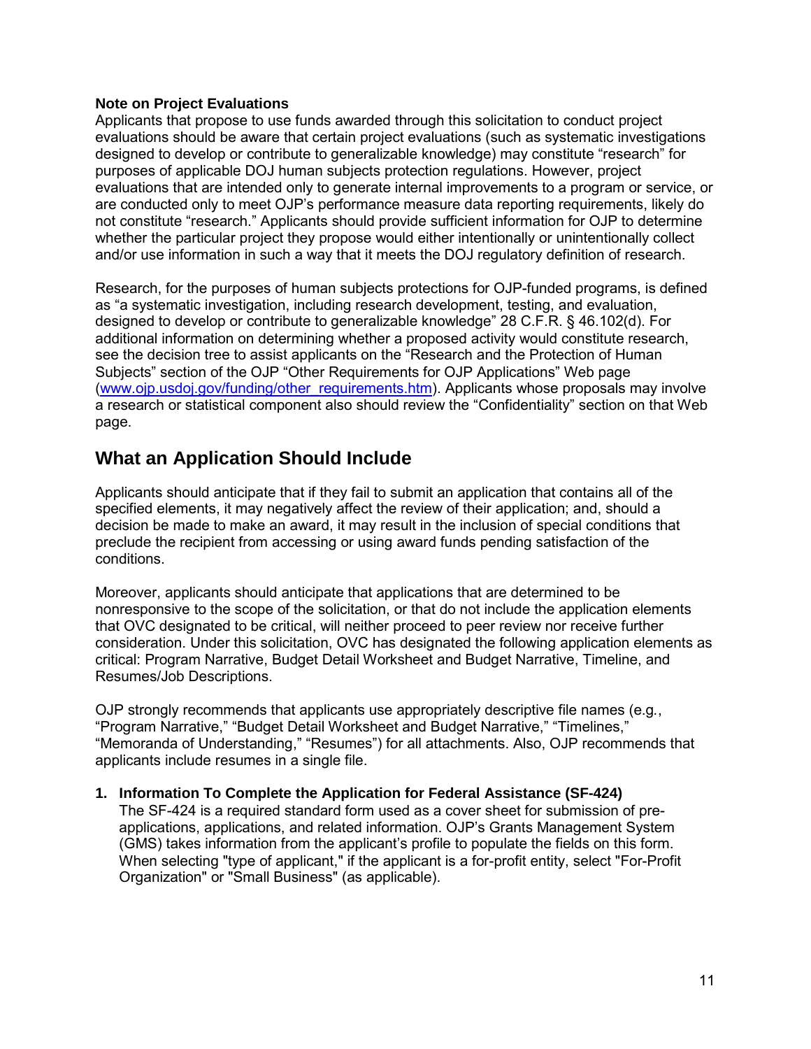**Note on Project Evaluations**
Applicants that propose to use funds awarded through this solicitation to conduct project evaluations should be aware that certain project evaluations (such as systematic investigations designed to develop or contribute to generalizable knowledge) may constitute "research" for purposes of applicable DOJ human subjects protection regulations. However, project evaluations that are intended only to generate internal improvements to a program or service, or are conducted only to meet OJP's performance measure data reporting requirements, likely do not constitute "research." Applicants should provide sufficient information for OJP to determine whether the particular project they propose would either intentionally or unintentionally collect and/or use information in such a way that it meets the DOJ regulatory definition of research.

Research, for the purposes of human subjects protections for OJP-funded programs, is defined as "a systematic investigation, including research development, testing, and evaluation, designed to develop or contribute to generalizable knowledge" 28 C.F.R. § 46.102(d). For additional information on determining whether a proposed activity would constitute research, see the decision tree to assist applicants on the "Research and the Protection of Human Subjects" section of the OJP "Other Requirements for OJP Applications" Web page ([www.ojp.usdoj.gov/funding/other_requirements.htm](www.ojp.usdoj.gov/funding/other_requirements.htm)). Applicants whose proposals may involve a research or statistical component also should review the "Confidentiality" section on that Web page.

## What an Application Should Include

Applicants should anticipate that if they fail to submit an application that contains all of the specified elements, it may negatively affect the review of their application; and, should a decision be made to make an award, it may result in the inclusion of special conditions that preclude the recipient from accessing or using award funds pending satisfaction of the conditions.

Moreover, applicants should anticipate that applications that are determined to be nonresponsive to the scope of the solicitation, or that do not include the application elements that OVC designated to be critical, will neither proceed to peer review nor receive further consideration. Under this solicitation, OVC has designated the following application elements as critical: Program Narrative, Budget Detail Worksheet and Budget Narrative, Timeline, and Resumes/Job Descriptions.

OJP strongly recommends that applicants use appropriately descriptive file names (e.g., "Program Narrative," "Budget Detail Worksheet and Budget Narrative," "Timelines," "Memoranda of Understanding," "Resumes") for all attachments. Also, OJP recommends that applicants include resumes in a single file.

1. **Information To Complete the Application for Federal Assistance (SF-424)**
   The SF-424 is a required standard form used as a cover sheet for submission of pre-applications, applications, and related information. OJP's Grants Management System (GMS) takes information from the applicant's profile to populate the fields on this form. When selecting "type of applicant," if the applicant is a for-profit entity, select "For-Profit Organization" or "Small Business" (as applicable).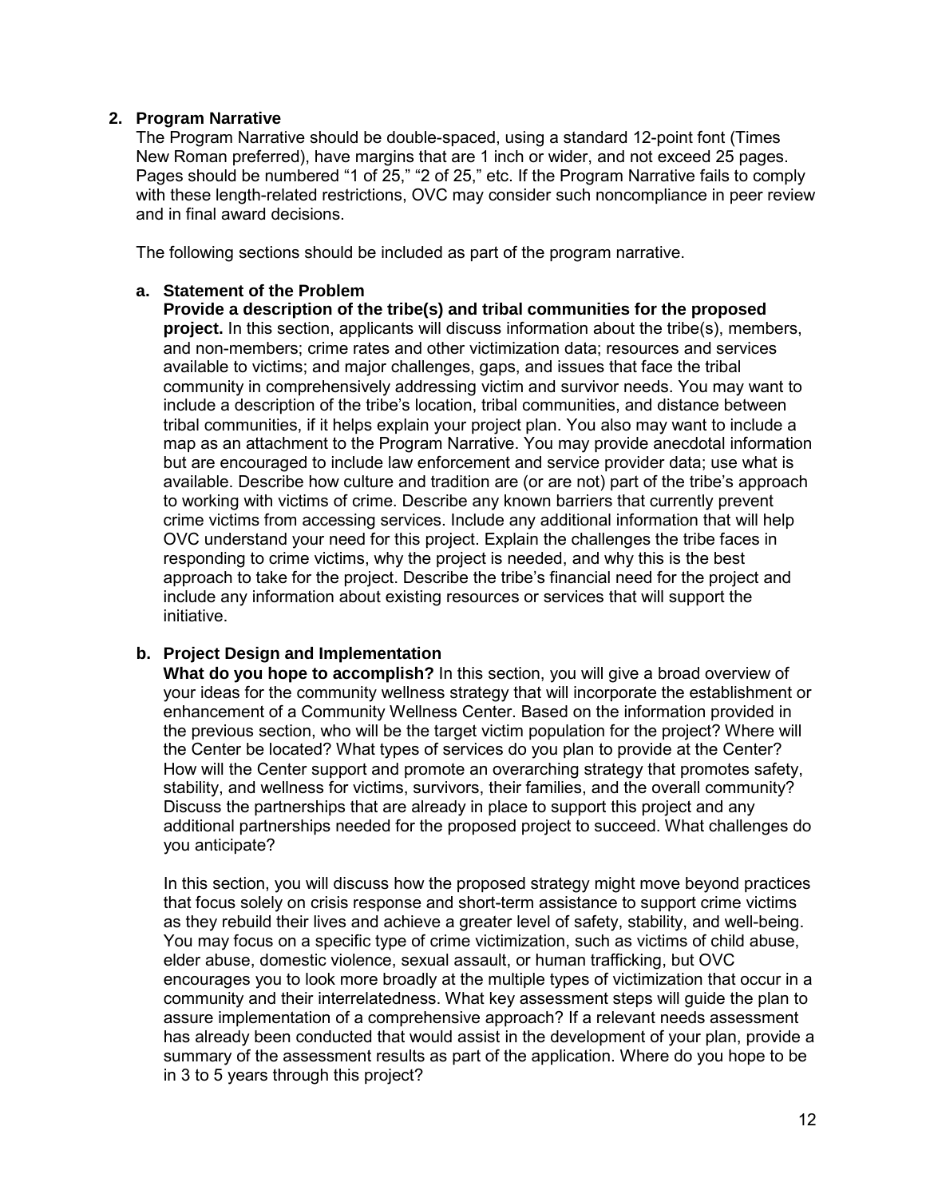## 2. Program Narrative

The Program Narrative should be double-spaced, using a standard 12-point font (Times New Roman preferred), have margins that are 1 inch or wider, and not exceed 25 pages. Pages should be numbered "1 of 25," "2 of 25," etc. If the Program Narrative fails to comply with these length-related restrictions, OVC may consider such noncompliance in peer review and in final award decisions.

The following sections should be included as part of the program narrative.

### a. Statement of the Problem

**Provide a description of the tribe(s) and tribal communities for the proposed project.** In this section, applicants will discuss information about the tribe(s), members, and non-members; crime rates and other victimization data; resources and services available to victims; and major challenges, gaps, and issues that face the tribal community in comprehensively addressing victim and survivor needs. You may want to include a description of the tribe's location, tribal communities, and distance between tribal communities, if it helps explain your project plan. You also may want to include a map as an attachment to the Program Narrative. You may provide anecdotal information but are encouraged to include law enforcement and service provider data; use what is available. Describe how culture and tradition are (or are not) part of the tribe's approach to working with victims of crime. Describe any known barriers that currently prevent crime victims from accessing services. Include any additional information that will help OVC understand your need for this project. Explain the challenges the tribe faces in responding to crime victims, why the project is needed, and why this is the best approach to take for the project. Describe the tribe's financial need for the project and include any information about existing resources or services that will support the initiative.

### b. Project Design and Implementation

**What do you hope to accomplish?** In this section, you will give a broad overview of your ideas for the community wellness strategy that will incorporate the establishment or enhancement of a Community Wellness Center. Based on the information provided in the previous section, who will be the target victim population for the project? Where will the Center be located? What types of services do you plan to provide at the Center? How will the Center support and promote an overarching strategy that promotes safety, stability, and wellness for victims, survivors, their families, and the overall community? Discuss the partnerships that are already in place to support this project and any additional partnerships needed for the proposed project to succeed. What challenges do you anticipate?

In this section, you will discuss how the proposed strategy might move beyond practices that focus solely on crisis response and short-term assistance to support crime victims as they rebuild their lives and achieve a greater level of safety, stability, and well-being. You may focus on a specific type of crime victimization, such as victims of child abuse, elder abuse, domestic violence, sexual assault, or human trafficking, but OVC encourages you to look more broadly at the multiple types of victimization that occur in a community and their interrelatedness. What key assessment steps will guide the plan to assure implementation of a comprehensive approach? If a relevant needs assessment has already been conducted that would assist in the development of your plan, provide a summary of the assessment results as part of the application. Where do you hope to be in 3 to 5 years through this project?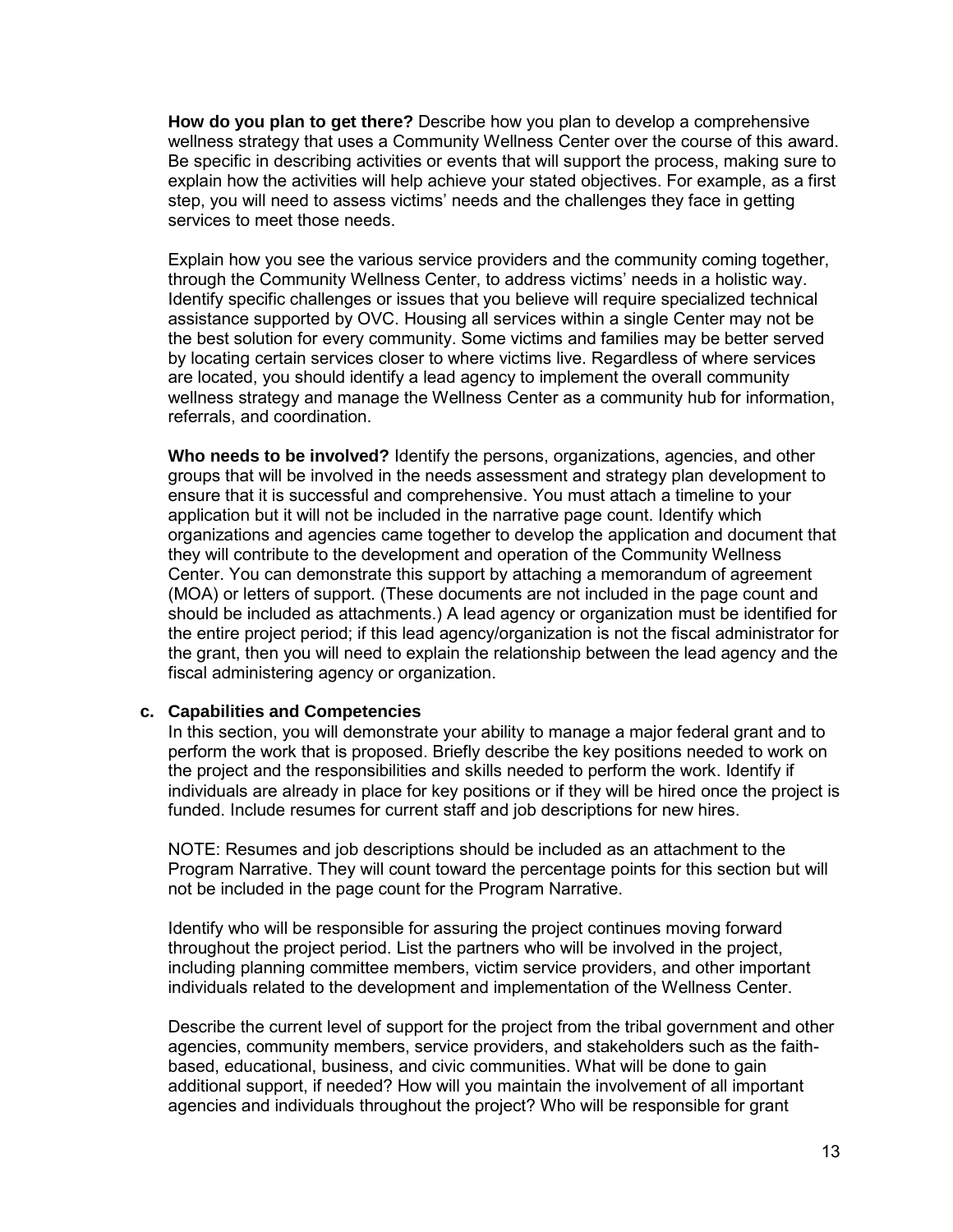**How do you plan to get there?** Describe how you plan to develop a comprehensive wellness strategy that uses a Community Wellness Center over the course of this award. Be specific in describing activities or events that will support the process, making sure to explain how the activities will help achieve your stated objectives. For example, as a first step, you will need to assess victims' needs and the challenges they face in getting services to meet those needs.

Explain how you see the various service providers and the community coming together, through the Community Wellness Center, to address victims' needs in a holistic way. Identify specific challenges or issues that you believe will require specialized technical assistance supported by OVC. Housing all services within a single Center may not be the best solution for every community. Some victims and families may be better served by locating certain services closer to where victims live. Regardless of where services are located, you should identify a lead agency to implement the overall community wellness strategy and manage the Wellness Center as a community hub for information, referrals, and coordination.

**Who needs to be involved?** Identify the persons, organizations, agencies, and other groups that will be involved in the needs assessment and strategy plan development to ensure that it is successful and comprehensive. You must attach a timeline to your application but it will not be included in the narrative page count. Identify which organizations and agencies came together to develop the application and document that they will contribute to the development and operation of the Community Wellness Center. You can demonstrate this support by attaching a memorandum of agreement (MOA) or letters of support. (These documents are not included in the page count and should be included as attachments.) A lead agency or organization must be identified for the entire project period; if this lead agency/organization is not the fiscal administrator for the grant, then you will need to explain the relationship between the lead agency and the fiscal administering agency or organization.

**c. Capabilities and Competencies**

In this section, you will demonstrate your ability to manage a major federal grant and to perform the work that is proposed. Briefly describe the key positions needed to work on the project and the responsibilities and skills needed to perform the work. Identify if individuals are already in place for key positions or if they will be hired once the project is funded. Include resumes for current staff and job descriptions for new hires.

NOTE: Resumes and job descriptions should be included as an attachment to the Program Narrative. They will count toward the percentage points for this section but will not be included in the page count for the Program Narrative.

Identify who will be responsible for assuring the project continues moving forward throughout the project period. List the partners who will be involved in the project, including planning committee members, victim service providers, and other important individuals related to the development and implementation of the Wellness Center.

Describe the current level of support for the project from the tribal government and other agencies, community members, service providers, and stakeholders such as the faith-based, educational, business, and civic communities. What will be done to gain additional support, if needed? How will you maintain the involvement of all important agencies and individuals throughout the project? Who will be responsible for grant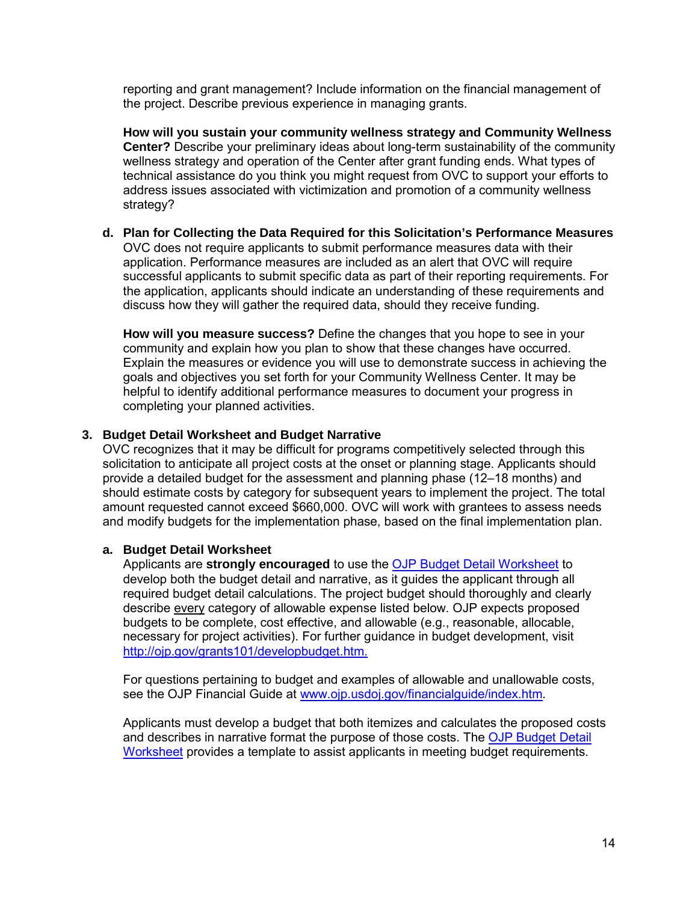reporting and grant management? Include information on the financial management of the project. Describe previous experience in managing grants.

**How will you sustain your community wellness strategy and Community Wellness Center?** Describe your preliminary ideas about long-term sustainability of the community wellness strategy and operation of the Center after grant funding ends. What types of technical assistance do you think you might request from OVC to support your efforts to address issues associated with victimization and promotion of a community wellness strategy?

**d. Plan for Collecting the Data Required for this Solicitation's Performance Measures**

OVC does not require applicants to submit performance measures data with their application. Performance measures are included as an alert that OVC will require successful applicants to submit specific data as part of their reporting requirements. For the application, applicants should indicate an understanding of these requirements and discuss how they will gather the required data, should they receive funding.

**How will you measure success?** Define the changes that you hope to see in your community and explain how you plan to show that these changes have occurred. Explain the measures or evidence you will use to demonstrate success in achieving the goals and objectives you set forth for your Community Wellness Center. It may be helpful to identify additional performance measures to document your progress in completing your planned activities.

### 3. Budget Detail Worksheet and Budget Narrative

OVC recognizes that it may be difficult for programs competitively selected through this solicitation to anticipate all project costs at the onset or planning stage. Applicants should provide a detailed budget for the assessment and planning phase (12–18 months) and should estimate costs by category for subsequent years to implement the project. The total amount requested cannot exceed $660,000. OVC will work with grantees to assess needs and modify budgets for the implementation phase, based on the final implementation plan.

**a. Budget Detail Worksheet**

Applicants are **strongly encouraged** to use the [OJP Budget Detail Worksheet](#) to develop both the budget detail and narrative, as it guides the applicant through all required budget detail calculations. The project budget should thoroughly and clearly describe <u>every</u> category of allowable expense listed below. OJP expects proposed budgets to be complete, cost effective, and allowable (e.g., reasonable, allocable, necessary for project activities). For further guidance in budget development, visit [http://ojp.gov/grants101/developbudget.htm.](http://ojp.gov/grants101/developbudget.htm)

For questions pertaining to budget and examples of allowable and unallowable costs, see the OJP Financial Guide at [www.ojp.usdoj.gov/financialguide/index.htm](http://www.ojp.usdoj.gov/financialguide/index.htm).

Applicants must develop a budget that both itemizes and calculates the proposed costs and describes in narrative format the purpose of those costs. The [OJP Budget Detail Worksheet](#) provides a template to assist applicants in meeting budget requirements.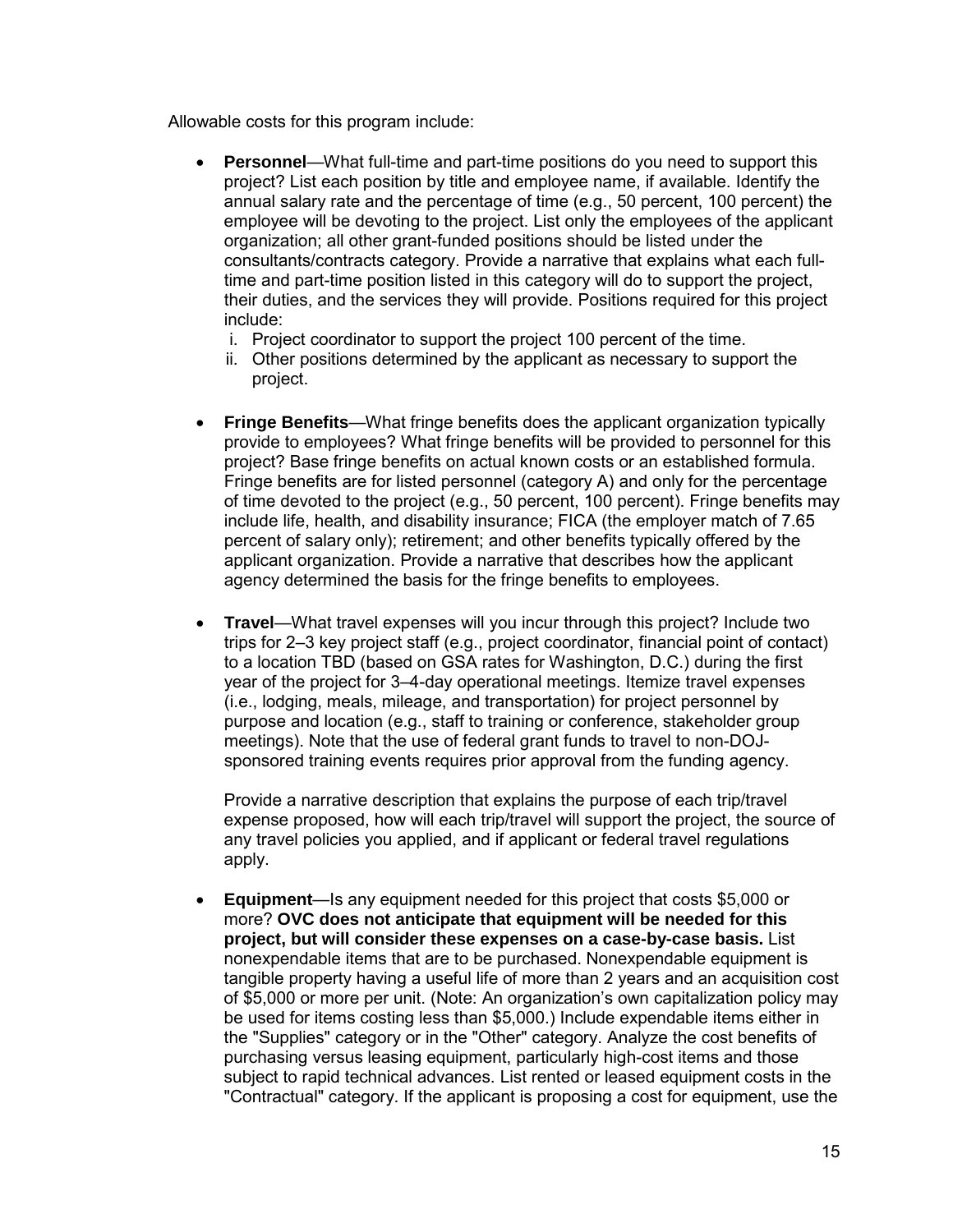Allowable costs for this program include:

- **Personnel**—What full-time and part-time positions do you need to support this project? List each position by title and employee name, if available. Identify the annual salary rate and the percentage of time (e.g., 50 percent, 100 percent) the employee will be devoting to the project. List only the employees of the applicant organization; all other grant-funded positions should be listed under the consultants/contracts category. Provide a narrative that explains what each full-time and part-time position listed in this category will do to support the project, their duties, and the services they will provide. Positions required for this project include:
  - i. Project coordinator to support the project 100 percent of the time.
  - ii. Other positions determined by the applicant as necessary to support the project.

- **Fringe Benefits**—What fringe benefits does the applicant organization typically provide to employees? What fringe benefits will be provided to personnel for this project? Base fringe benefits on actual known costs or an established formula. Fringe benefits are for listed personnel (category A) and only for the percentage of time devoted to the project (e.g., 50 percent, 100 percent). Fringe benefits may include life, health, and disability insurance; FICA (the employer match of 7.65 percent of salary only); retirement; and other benefits typically offered by the applicant organization. Provide a narrative that describes how the applicant agency determined the basis for the fringe benefits to employees.

- **Travel**—What travel expenses will you incur through this project? Include two trips for 2–3 key project staff (e.g., project coordinator, financial point of contact) to a location TBD (based on GSA rates for Washington, D.C.) during the first year of the project for 3–4-day operational meetings. Itemize travel expenses (i.e., lodging, meals, mileage, and transportation) for project personnel by purpose and location (e.g., staff to training or conference, stakeholder group meetings). Note that the use of federal grant funds to travel to non-DOJ-sponsored training events requires prior approval from the funding agency.

  Provide a narrative description that explains the purpose of each trip/travel expense proposed, how will each trip/travel will support the project, the source of any travel policies you applied, and if applicant or federal travel regulations apply.

- **Equipment**—Is any equipment needed for this project that costs $5,000 or more? **OVC does not anticipate that equipment will be needed for this project, but will consider these expenses on a case-by-case basis.** List nonexpendable items that are to be purchased. Nonexpendable equipment is tangible property having a useful life of more than 2 years and an acquisition cost of $5,000 or more per unit. (Note: An organization's own capitalization policy may be used for items costing less than $5,000.) Include expendable items either in the "Supplies" category or in the "Other" category. Analyze the cost benefits of purchasing versus leasing equipment, particularly high-cost items and those subject to rapid technical advances. List rented or leased equipment costs in the "Contractual" category. If the applicant is proposing a cost for equipment, use the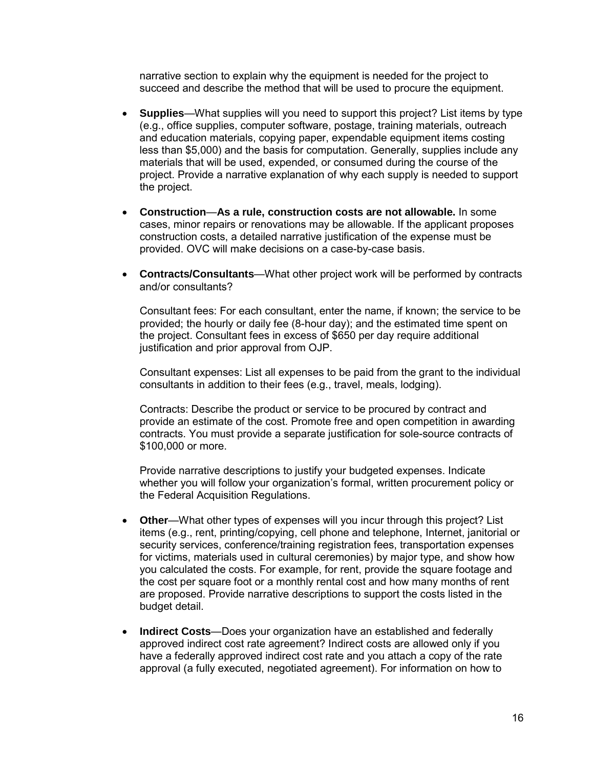narrative section to explain why the equipment is needed for the project to succeed and describe the method that will be used to procure the equipment.

- **Supplies**—What supplies will you need to support this project? List items by type (e.g., office supplies, computer software, postage, training materials, outreach and education materials, copying paper, expendable equipment items costing less than $5,000) and the basis for computation. Generally, supplies include any materials that will be used, expended, or consumed during the course of the project. Provide a narrative explanation of why each supply is needed to support the project.

- **Construction**—**As a rule, construction costs are not allowable.** In some cases, minor repairs or renovations may be allowable. If the applicant proposes construction costs, a detailed narrative justification of the expense must be provided. OVC will make decisions on a case-by-case basis.

- **Contracts/Consultants**—What other project work will be performed by contracts and/or consultants?

  Consultant fees: For each consultant, enter the name, if known; the service to be provided; the hourly or daily fee (8-hour day); and the estimated time spent on the project. Consultant fees in excess of $650 per day require additional justification and prior approval from OJP.

  Consultant expenses: List all expenses to be paid from the grant to the individual consultants in addition to their fees (e.g., travel, meals, lodging).

  Contracts: Describe the product or service to be procured by contract and provide an estimate of the cost. Promote free and open competition in awarding contracts. You must provide a separate justification for sole-source contracts of $100,000 or more.

  Provide narrative descriptions to justify your budgeted expenses. Indicate whether you will follow your organization's formal, written procurement policy or the Federal Acquisition Regulations.

- **Other**—What other types of expenses will you incur through this project? List items (e.g., rent, printing/copying, cell phone and telephone, Internet, janitorial or security services, conference/training registration fees, transportation expenses for victims, materials used in cultural ceremonies) by major type, and show how you calculated the costs. For example, for rent, provide the square footage and the cost per square foot or a monthly rental cost and how many months of rent are proposed. Provide narrative descriptions to support the costs listed in the budget detail.

- **Indirect Costs**—Does your organization have an established and federally approved indirect cost rate agreement? Indirect costs are allowed only if you have a federally approved indirect cost rate and you attach a copy of the rate approval (a fully executed, negotiated agreement). For information on how to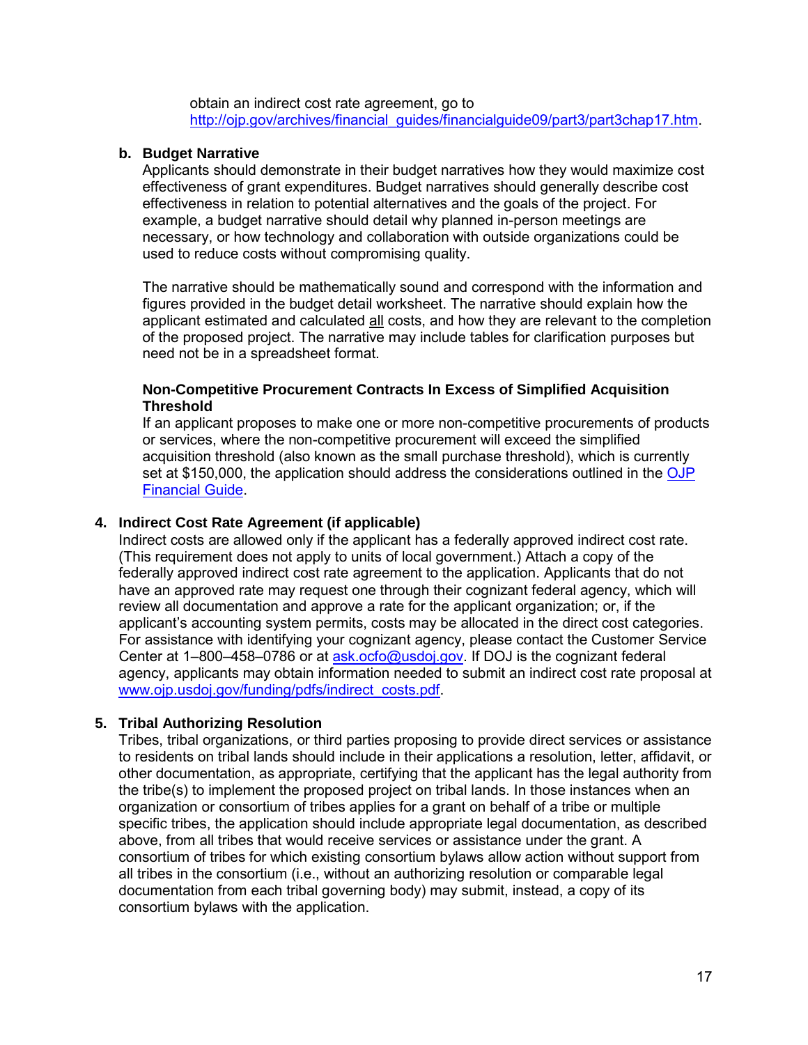obtain an indirect cost rate agreement, go to [http://ojp.gov/archives/financial_guides/financialguide09/part3/part3chap17.htm](http://ojp.gov/archives/financial_guides/financialguide09/part3/part3chap17.htm).

**b. Budget Narrative**

Applicants should demonstrate in their budget narratives how they would maximize cost effectiveness of grant expenditures. Budget narratives should generally describe cost effectiveness in relation to potential alternatives and the goals of the project. For example, a budget narrative should detail why planned in-person meetings are necessary, or how technology and collaboration with outside organizations could be used to reduce costs without compromising quality.

The narrative should be mathematically sound and correspond with the information and figures provided in the budget detail worksheet. The narrative should explain how the applicant estimated and calculated <u>all</u> costs, and how they are relevant to the completion of the proposed project. The narrative may include tables for clarification purposes but need not be in a spreadsheet format.

**Non-Competitive Procurement Contracts In Excess of Simplified Acquisition Threshold**

If an applicant proposes to make one or more non-competitive procurements of products or services, where the non-competitive procurement will exceed the simplified acquisition threshold (also known as the small purchase threshold), which is currently set at $150,000, the application should address the considerations outlined in the [OJP Financial Guide](OJP Financial Guide).

**4. Indirect Cost Rate Agreement (if applicable)**

Indirect costs are allowed only if the applicant has a federally approved indirect cost rate. (This requirement does not apply to units of local government.) Attach a copy of the federally approved indirect cost rate agreement to the application. Applicants that do not have an approved rate may request one through their cognizant federal agency, which will review all documentation and approve a rate for the applicant organization; or, if the applicant's accounting system permits, costs may be allocated in the direct cost categories. For assistance with identifying your cognizant agency, please contact the Customer Service Center at 1–800–458–0786 or at [ask.ocfo@usdoj.gov](mailto:ask.ocfo@usdoj.gov). If DOJ is the cognizant federal agency, applicants may obtain information needed to submit an indirect cost rate proposal at [www.ojp.usdoj.gov/funding/pdfs/indirect_costs.pdf](www.ojp.usdoj.gov/funding/pdfs/indirect_costs.pdf).

**5. Tribal Authorizing Resolution**

Tribes, tribal organizations, or third parties proposing to provide direct services or assistance to residents on tribal lands should include in their applications a resolution, letter, affidavit, or other documentation, as appropriate, certifying that the applicant has the legal authority from the tribe(s) to implement the proposed project on tribal lands. In those instances when an organization or consortium of tribes applies for a grant on behalf of a tribe or multiple specific tribes, the application should include appropriate legal documentation, as described above, from all tribes that would receive services or assistance under the grant. A consortium of tribes for which existing consortium bylaws allow action without support from all tribes in the consortium (i.e., without an authorizing resolution or comparable legal documentation from each tribal governing body) may submit, instead, a copy of its consortium bylaws with the application.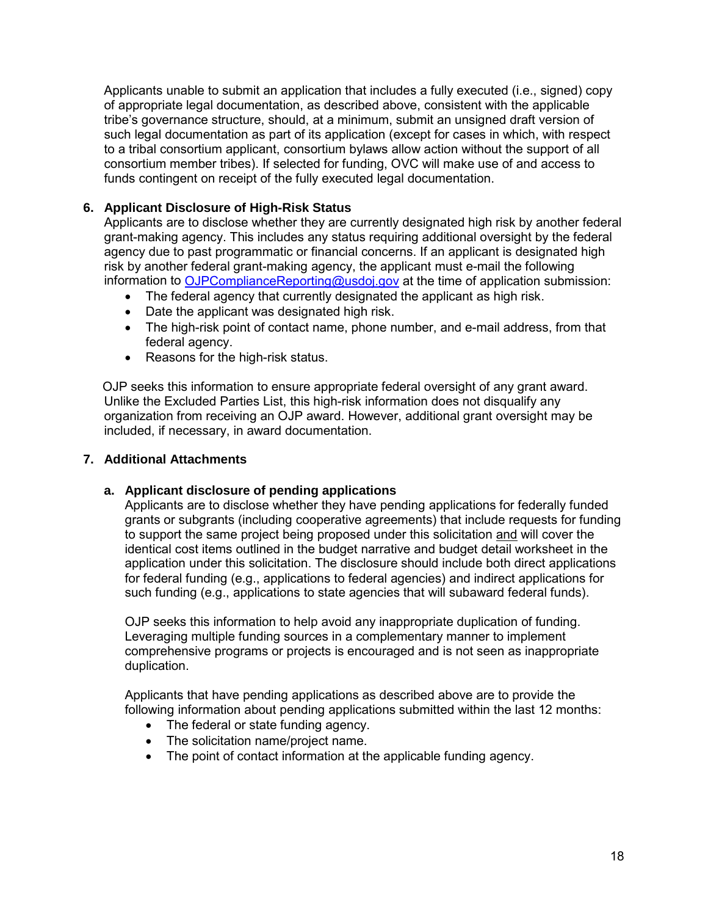Applicants unable to submit an application that includes a fully executed (i.e., signed) copy of appropriate legal documentation, as described above, consistent with the applicable tribe's governance structure, should, at a minimum, submit an unsigned draft version of such legal documentation as part of its application (except for cases in which, with respect to a tribal consortium applicant, consortium bylaws allow action without the support of all consortium member tribes). If selected for funding, OVC will make use of and access to funds contingent on receipt of the fully executed legal documentation.

**6. Applicant Disclosure of High-Risk Status**

Applicants are to disclose whether they are currently designated high risk by another federal grant-making agency. This includes any status requiring additional oversight by the federal agency due to past programmatic or financial concerns. If an applicant is designated high risk by another federal grant-making agency, the applicant must e-mail the following information to OJPComplianceReporting@usdoj.gov at the time of application submission:

- The federal agency that currently designated the applicant as high risk.
- Date the applicant was designated high risk.
- The high-risk point of contact name, phone number, and e-mail address, from that federal agency.
- Reasons for the high-risk status.

OJP seeks this information to ensure appropriate federal oversight of any grant award. Unlike the Excluded Parties List, this high-risk information does not disqualify any organization from receiving an OJP award. However, additional grant oversight may be included, if necessary, in award documentation.

**7. Additional Attachments**

**a. Applicant disclosure of pending applications**

Applicants are to disclose whether they have pending applications for federally funded grants or subgrants (including cooperative agreements) that include requests for funding to support the same project being proposed under this solicitation <u>and</u> will cover the identical cost items outlined in the budget narrative and budget detail worksheet in the application under this solicitation. The disclosure should include both direct applications for federal funding (e.g., applications to federal agencies) and indirect applications for such funding (e.g., applications to state agencies that will subaward federal funds).

OJP seeks this information to help avoid any inappropriate duplication of funding. Leveraging multiple funding sources in a complementary manner to implement comprehensive programs or projects is encouraged and is not seen as inappropriate duplication.

Applicants that have pending applications as described above are to provide the following information about pending applications submitted within the last 12 months:

- The federal or state funding agency.
- The solicitation name/project name.
- The point of contact information at the applicable funding agency.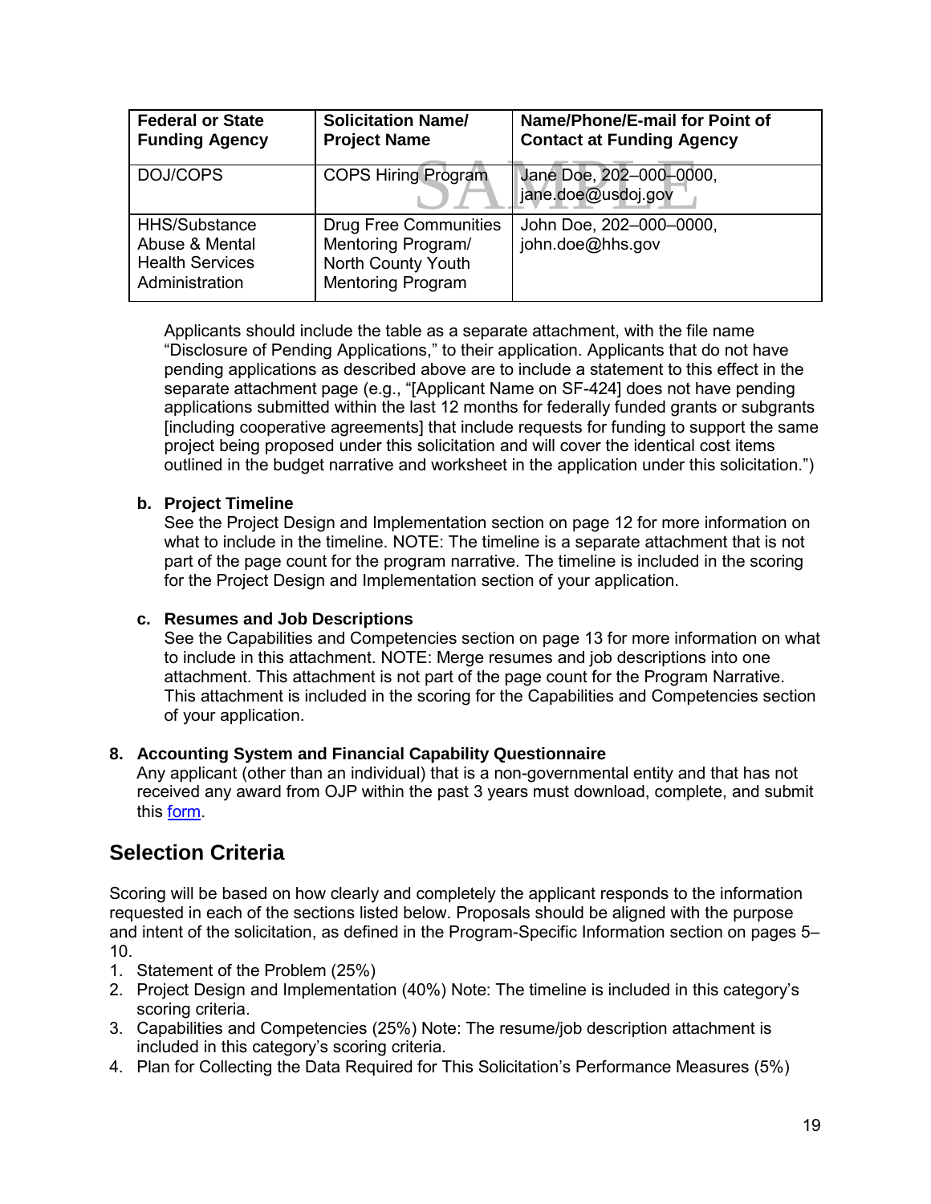| Federal or State Funding Agency | Solicitation Name/ Project Name | Name/Phone/E-mail for Point of Contact at Funding Agency |
|---|---|---|
| DOJ/COPS | COPS Hiring Program | Jane Doe, 202–000–0000, jane.doe@usdoj.gov |
| HHS/Substance Abuse & Mental Health Services Administration | Drug Free Communities Mentoring Program/ North County Youth Mentoring Program | John Doe, 202–000–0000, john.doe@hhs.gov |

Applicants should include the table as a separate attachment, with the file name "Disclosure of Pending Applications," to their application. Applicants that do not have pending applications as described above are to include a statement to this effect in the separate attachment page (e.g., "[Applicant Name on SF-424] does not have pending applications submitted within the last 12 months for federally funded grants or subgrants [including cooperative agreements] that include requests for funding to support the same project being proposed under this solicitation and will cover the identical cost items outlined in the budget narrative and worksheet in the application under this solicitation.")

**b. Project Timeline**
See the Project Design and Implementation section on page 12 for more information on what to include in the timeline. NOTE: The timeline is a separate attachment that is not part of the page count for the program narrative. The timeline is included in the scoring for the Project Design and Implementation section of your application.

**c. Resumes and Job Descriptions**
See the Capabilities and Competencies section on page 13 for more information on what to include in this attachment. NOTE: Merge resumes and job descriptions into one attachment. This attachment is not part of the page count for the Program Narrative. This attachment is included in the scoring for the Capabilities and Competencies section of your application.

**8. Accounting System and Financial Capability Questionnaire**
Any applicant (other than an individual) that is a non-governmental entity and that has not received any award from OJP within the past 3 years must download, complete, and submit this form.

## Selection Criteria

Scoring will be based on how clearly and completely the applicant responds to the information requested in each of the sections listed below. Proposals should be aligned with the purpose and intent of the solicitation, as defined in the Program-Specific Information section on pages 5–10.

1. Statement of the Problem (25%)
2. Project Design and Implementation (40%) Note: The timeline is included in this category's scoring criteria.
3. Capabilities and Competencies (25%) Note: The resume/job description attachment is included in this category's scoring criteria.
4. Plan for Collecting the Data Required for This Solicitation's Performance Measures (5%)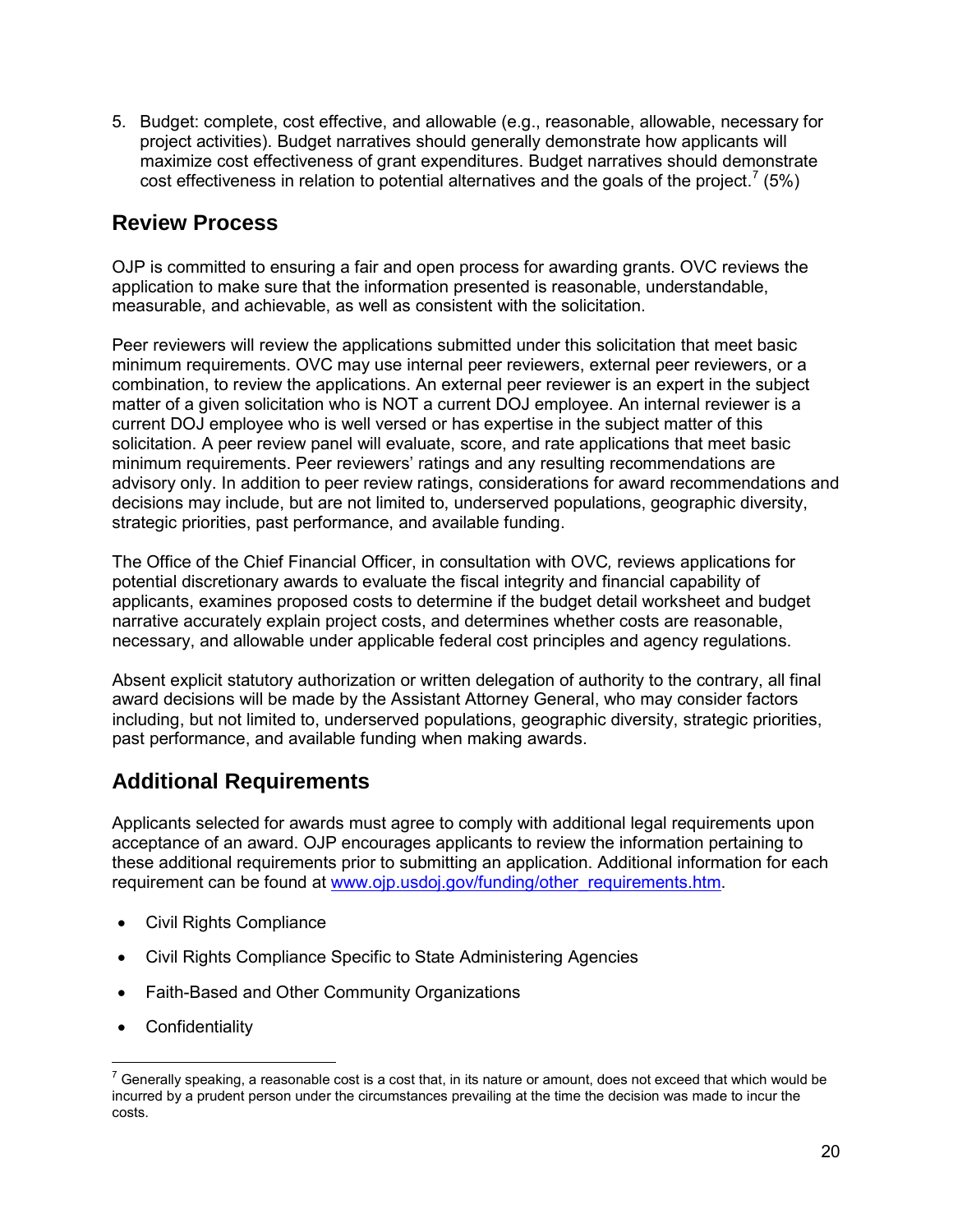5. Budget: complete, cost effective, and allowable (e.g., reasonable, allowable, necessary for project activities). Budget narratives should generally demonstrate how applicants will maximize cost effectiveness of grant expenditures. Budget narratives should demonstrate cost effectiveness in relation to potential alternatives and the goals of the project.[7] (5%)

## Review Process

OJP is committed to ensuring a fair and open process for awarding grants. OVC reviews the application to make sure that the information presented is reasonable, understandable, measurable, and achievable, as well as consistent with the solicitation.

Peer reviewers will review the applications submitted under this solicitation that meet basic minimum requirements. OVC may use internal peer reviewers, external peer reviewers, or a combination, to review the applications. An external peer reviewer is an expert in the subject matter of a given solicitation who is NOT a current DOJ employee. An internal reviewer is a current DOJ employee who is well versed or has expertise in the subject matter of this solicitation. A peer review panel will evaluate, score, and rate applications that meet basic minimum requirements. Peer reviewers' ratings and any resulting recommendations are advisory only. In addition to peer review ratings, considerations for award recommendations and decisions may include, but are not limited to, underserved populations, geographic diversity, strategic priorities, past performance, and available funding.

The Office of the Chief Financial Officer, in consultation with OVC*,* reviews applications for potential discretionary awards to evaluate the fiscal integrity and financial capability of applicants, examines proposed costs to determine if the budget detail worksheet and budget narrative accurately explain project costs, and determines whether costs are reasonable, necessary, and allowable under applicable federal cost principles and agency regulations.

Absent explicit statutory authorization or written delegation of authority to the contrary, all final award decisions will be made by the Assistant Attorney General, who may consider factors including, but not limited to, underserved populations, geographic diversity, strategic priorities, past performance, and available funding when making awards.

## Additional Requirements

Applicants selected for awards must agree to comply with additional legal requirements upon acceptance of an award. OJP encourages applicants to review the information pertaining to these additional requirements prior to submitting an application. Additional information for each requirement can be found at [www.ojp.usdoj.gov/funding/other_requirements.htm](www.ojp.usdoj.gov/funding/other_requirements.htm).

- Civil Rights Compliance
- Civil Rights Compliance Specific to State Administering Agencies
- Faith-Based and Other Community Organizations
- Confidentiality

[7] Generally speaking, a reasonable cost is a cost that, in its nature or amount, does not exceed that which would be incurred by a prudent person under the circumstances prevailing at the time the decision was made to incur the costs.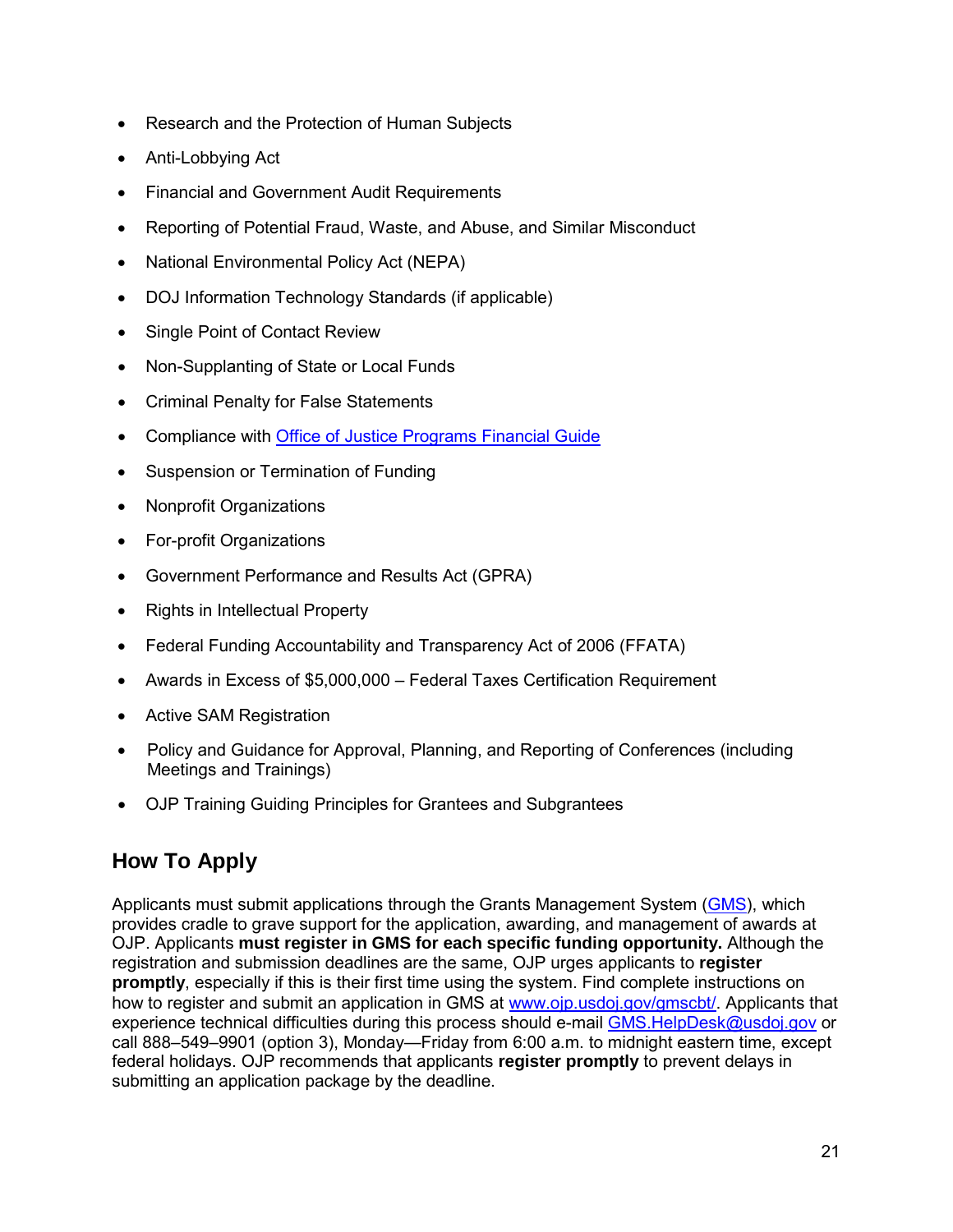- Research and the Protection of Human Subjects
- Anti-Lobbying Act
- Financial and Government Audit Requirements
- Reporting of Potential Fraud, Waste, and Abuse, and Similar Misconduct
- National Environmental Policy Act (NEPA)
- DOJ Information Technology Standards (if applicable)
- Single Point of Contact Review
- Non-Supplanting of State or Local Funds
- Criminal Penalty for False Statements
- Compliance with [Office of Justice Programs Financial Guide]
- Suspension or Termination of Funding
- Nonprofit Organizations
- For-profit Organizations
- Government Performance and Results Act (GPRA)
- Rights in Intellectual Property
- Federal Funding Accountability and Transparency Act of 2006 (FFATA)
- Awards in Excess of $5,000,000 – Federal Taxes Certification Requirement
- Active SAM Registration
- Policy and Guidance for Approval, Planning, and Reporting of Conferences (including Meetings and Trainings)
- OJP Training Guiding Principles for Grantees and Subgrantees

## How To Apply

Applicants must submit applications through the Grants Management System (GMS), which provides cradle to grave support for the application, awarding, and management of awards at OJP. Applicants **must register in GMS for each specific funding opportunity.** Although the registration and submission deadlines are the same, OJP urges applicants to **register promptly**, especially if this is their first time using the system. Find complete instructions on how to register and submit an application in GMS at www.ojp.usdoj.gov/gmscbt/. Applicants that experience technical difficulties during this process should e-mail GMS.HelpDesk@usdoj.gov or call 888–549–9901 (option 3), Monday—Friday from 6:00 a.m. to midnight eastern time, except federal holidays. OJP recommends that applicants **register promptly** to prevent delays in submitting an application package by the deadline.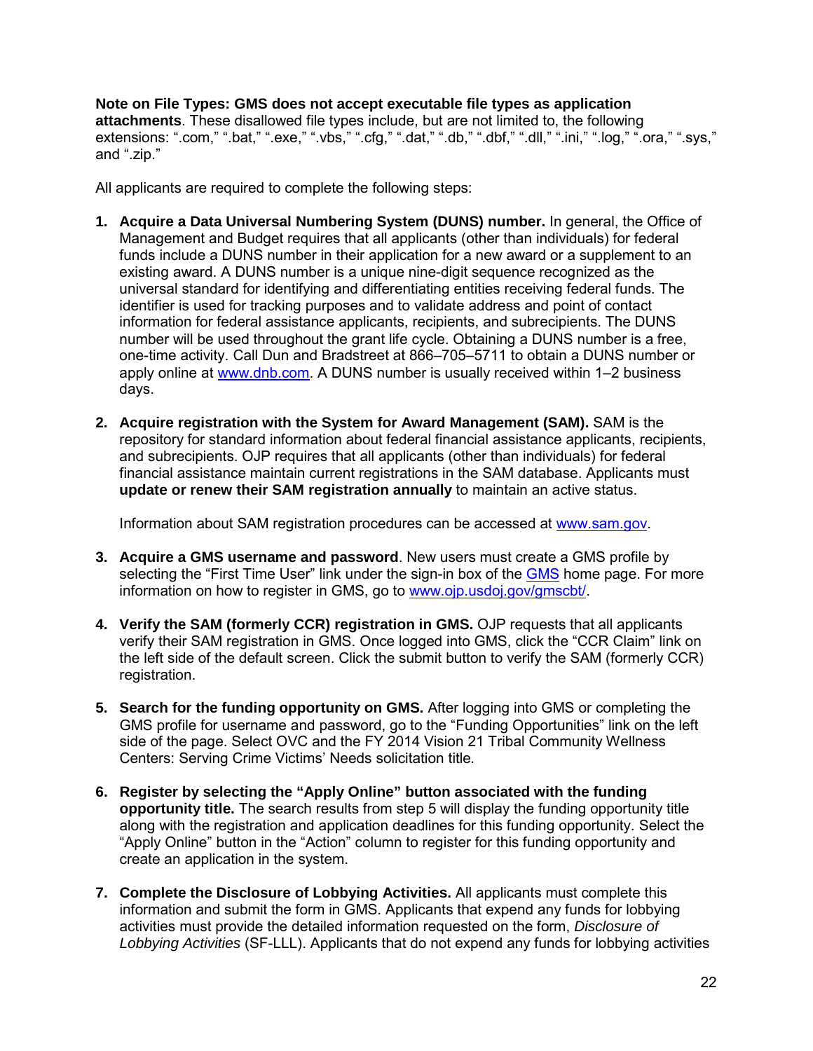**Note on File Types: GMS does not accept executable file types as application attachments**. These disallowed file types include, but are not limited to, the following extensions: ".com," ".bat," ".exe," ".vbs," ".cfg," ".dat," ".db," ".dbf," ".dll," ".ini," ".log," ".ora," ".sys," and ".zip."

All applicants are required to complete the following steps:

1. **Acquire a Data Universal Numbering System (DUNS) number.** In general, the Office of Management and Budget requires that all applicants (other than individuals) for federal funds include a DUNS number in their application for a new award or a supplement to an existing award. A DUNS number is a unique nine-digit sequence recognized as the universal standard for identifying and differentiating entities receiving federal funds. The identifier is used for tracking purposes and to validate address and point of contact information for federal assistance applicants, recipients, and subrecipients. The DUNS number will be used throughout the grant life cycle. Obtaining a DUNS number is a free, one-time activity. Call Dun and Bradstreet at 866–705–5711 to obtain a DUNS number or apply online at [www.dnb.com](www.dnb.com). A DUNS number is usually received within 1–2 business days.

2. **Acquire registration with the System for Award Management (SAM).** SAM is the repository for standard information about federal financial assistance applicants, recipients, and subrecipients. OJP requires that all applicants (other than individuals) for federal financial assistance maintain current registrations in the SAM database. Applicants must **update or renew their SAM registration annually** to maintain an active status.

   Information about SAM registration procedures can be accessed at [www.sam.gov](www.sam.gov).

3. **Acquire a GMS username and password**. New users must create a GMS profile by selecting the "First Time User" link under the sign-in box of the GMS home page. For more information on how to register in GMS, go to [www.ojp.usdoj.gov/gmscbt/](www.ojp.usdoj.gov/gmscbt/).

4. **Verify the SAM (formerly CCR) registration in GMS.** OJP requests that all applicants verify their SAM registration in GMS. Once logged into GMS, click the "CCR Claim" link on the left side of the default screen. Click the submit button to verify the SAM (formerly CCR) registration.

5. **Search for the funding opportunity on GMS.** After logging into GMS or completing the GMS profile for username and password, go to the "Funding Opportunities" link on the left side of the page. Select OVC and the FY 2014 Vision 21 Tribal Community Wellness Centers: Serving Crime Victims' Needs solicitation title*.*

6. **Register by selecting the "Apply Online" button associated with the funding opportunity title.** The search results from step 5 will display the funding opportunity title along with the registration and application deadlines for this funding opportunity. Select the "Apply Online" button in the "Action" column to register for this funding opportunity and create an application in the system.

7. **Complete the Disclosure of Lobbying Activities.** All applicants must complete this information and submit the form in GMS. Applicants that expend any funds for lobbying activities must provide the detailed information requested on the form, *Disclosure of Lobbying Activities* (SF-LLL). Applicants that do not expend any funds for lobbying activities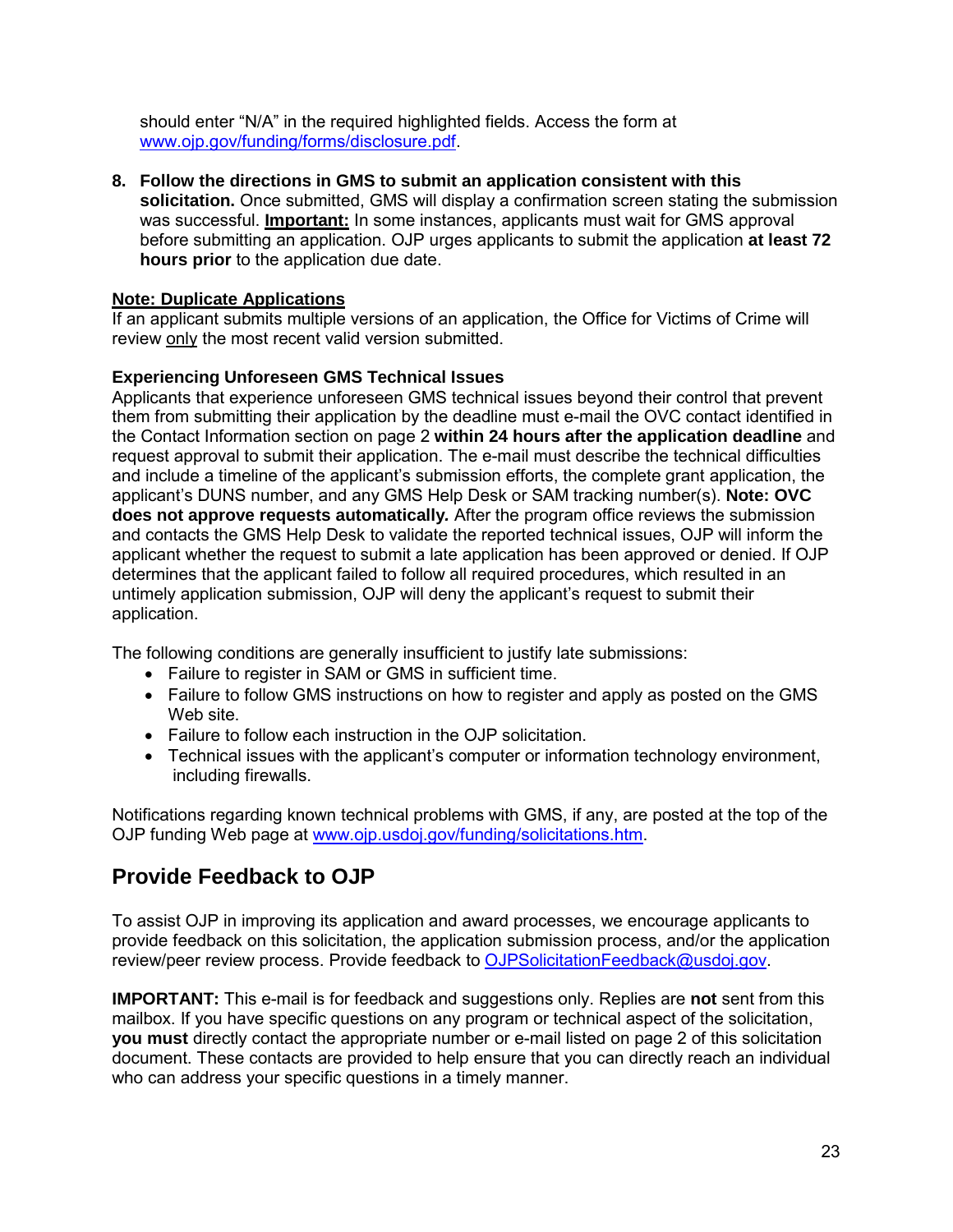should enter "N/A" in the required highlighted fields. Access the form at [www.ojp.gov/funding/forms/disclosure.pdf](www.ojp.gov/funding/forms/disclosure.pdf).

8. **Follow the directions in GMS to submit an application consistent with this solicitation.** Once submitted, GMS will display a confirmation screen stating the submission was successful. **Important:** In some instances, applicants must wait for GMS approval before submitting an application. OJP urges applicants to submit the application **at least 72 hours prior** to the application due date.

**Note: Duplicate Applications**
If an applicant submits multiple versions of an application, the Office for Victims of Crime will review only the most recent valid version submitted.

**Experiencing Unforeseen GMS Technical Issues**
Applicants that experience unforeseen GMS technical issues beyond their control that prevent them from submitting their application by the deadline must e-mail the OVC contact identified in the Contact Information section on page 2 **within 24 hours after the application deadline** and request approval to submit their application. The e-mail must describe the technical difficulties and include a timeline of the applicant's submission efforts, the complete grant application, the applicant's DUNS number, and any GMS Help Desk or SAM tracking number(s). **Note: OVC does not approve requests automatically.** After the program office reviews the submission and contacts the GMS Help Desk to validate the reported technical issues, OJP will inform the applicant whether the request to submit a late application has been approved or denied. If OJP determines that the applicant failed to follow all required procedures, which resulted in an untimely application submission, OJP will deny the applicant's request to submit their application.

The following conditions are generally insufficient to justify late submissions:

- Failure to register in SAM or GMS in sufficient time.
- Failure to follow GMS instructions on how to register and apply as posted on the GMS Web site.
- Failure to follow each instruction in the OJP solicitation.
- Technical issues with the applicant's computer or information technology environment, including firewalls.

Notifications regarding known technical problems with GMS, if any, are posted at the top of the OJP funding Web page at [www.ojp.usdoj.gov/funding/solicitations.htm](www.ojp.usdoj.gov/funding/solicitations.htm).

## Provide Feedback to OJP

To assist OJP in improving its application and award processes, we encourage applicants to provide feedback on this solicitation, the application submission process, and/or the application review/peer review process. Provide feedback to [OJPSolicitationFeedback@usdoj.gov](mailto:OJPSolicitationFeedback@usdoj.gov).

**IMPORTANT:** This e-mail is for feedback and suggestions only. Replies are **not** sent from this mailbox. If you have specific questions on any program or technical aspect of the solicitation, **you must** directly contact the appropriate number or e-mail listed on page 2 of this solicitation document. These contacts are provided to help ensure that you can directly reach an individual who can address your specific questions in a timely manner.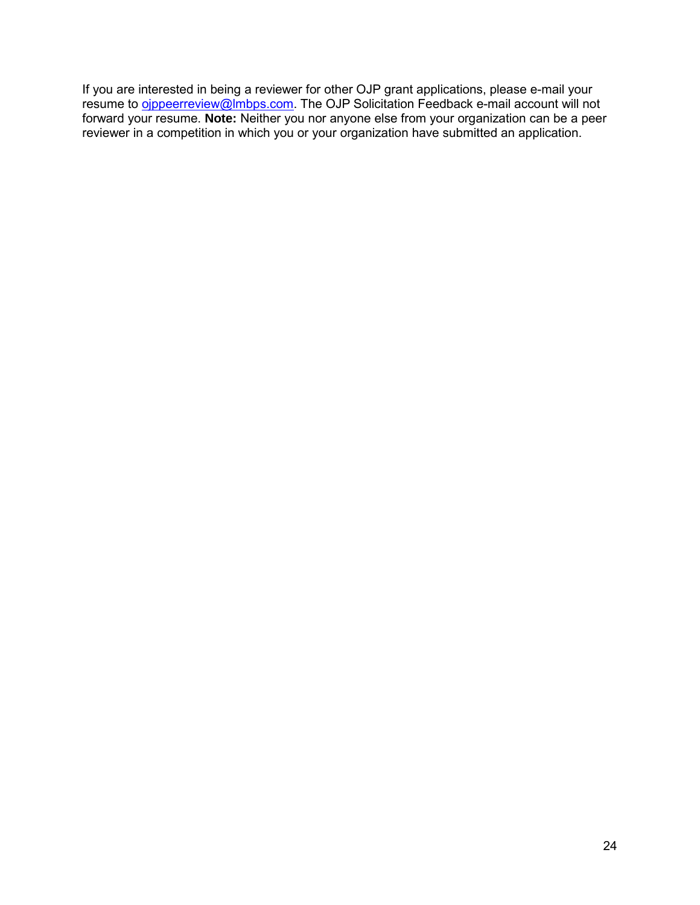If you are interested in being a reviewer for other OJP grant applications, please e-mail your resume to ojppeerreview@lmbps.com. The OJP Solicitation Feedback e-mail account will not forward your resume. **Note:** Neither you nor anyone else from your organization can be a peer reviewer in a competition in which you or your organization have submitted an application.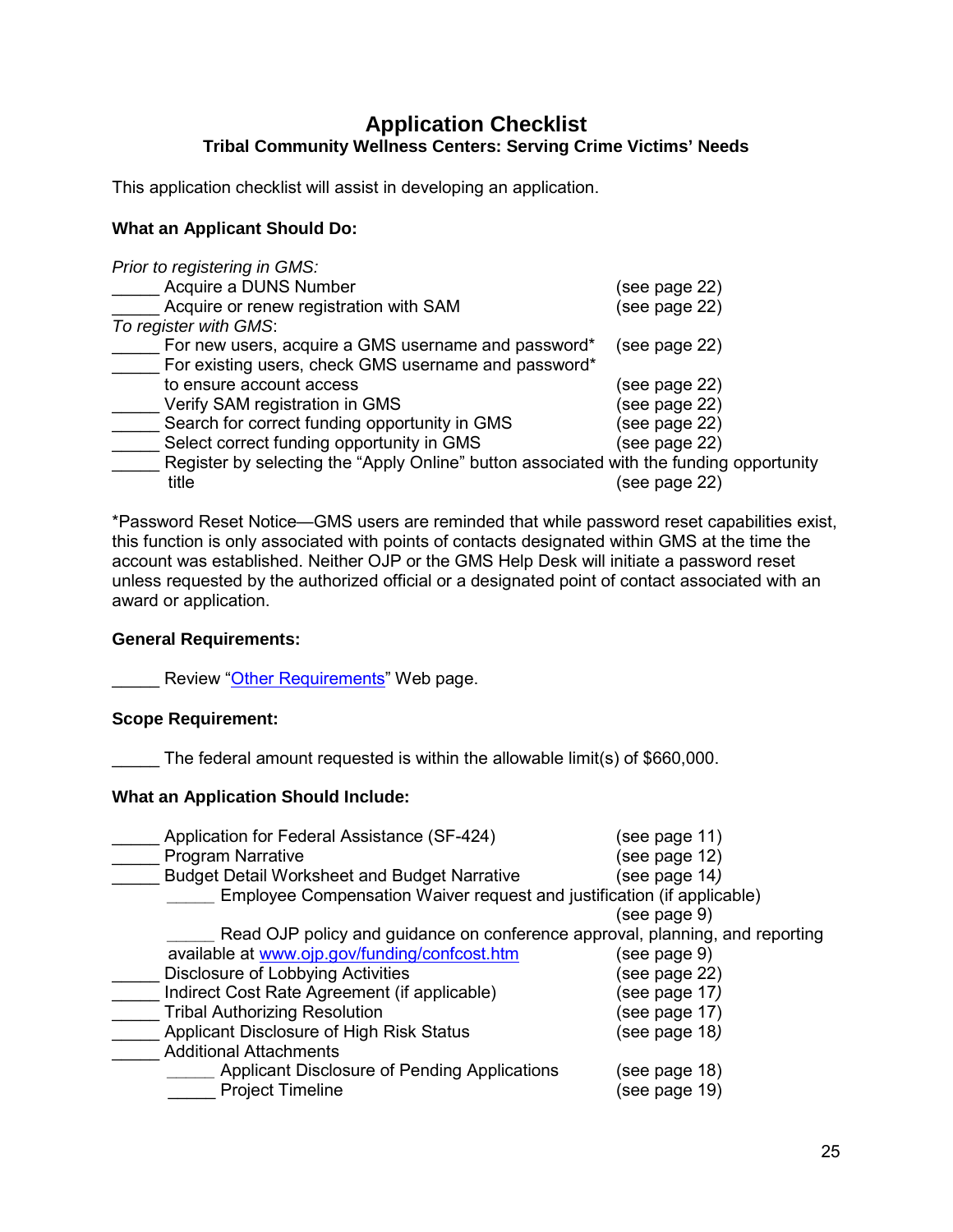# Application Checklist

**Tribal Community Wellness Centers: Serving Crime Victims' Needs**

This application checklist will assist in developing an application.

**What an Applicant Should Do:**

*Prior to registering in GMS:*

_____ Acquire a DUNS Number (see page 22)
_____ Acquire or renew registration with SAM (see page 22)

*To register with GMS*:

_____ For new users, acquire a GMS username and password* (see page 22)
_____ For existing users, check GMS username and password* to ensure account access (see page 22)
_____ Verify SAM registration in GMS (see page 22)
_____ Search for correct funding opportunity in GMS (see page 22)
_____ Select correct funding opportunity in GMS (see page 22)
_____ Register by selecting the "Apply Online" button associated with the funding opportunity title (see page 22)

*Password Reset Notice—GMS users are reminded that while password reset capabilities exist, this function is only associated with points of contacts designated within GMS at the time the account was established. Neither OJP or the GMS Help Desk will initiate a password reset unless requested by the authorized official or a designated point of contact associated with an award or application.

**General Requirements:**

_____ Review "[Other Requirements]()" Web page.

**Scope Requirement:**

_____ The federal amount requested is within the allowable limit(s) of $660,000.

**What an Application Should Include:**

_____ Application for Federal Assistance (SF-424) (see page 11)
_____ Program Narrative (see page 12)
_____ Budget Detail Worksheet and Budget Narrative (see page 14)
  _____ Employee Compensation Waiver request and justification (if applicable) (see page 9)
  _____ Read OJP policy and guidance on conference approval, planning, and reporting available at [www.ojp.gov/funding/confcost.htm](www.ojp.gov/funding/confcost.htm) (see page 9)
_____ Disclosure of Lobbying Activities (see page 22)
_____ Indirect Cost Rate Agreement (if applicable) (see page 17)
_____ Tribal Authorizing Resolution (see page 17)
_____ Applicant Disclosure of High Risk Status (see page 18)
_____ Additional Attachments
  _____ Applicant Disclosure of Pending Applications (see page 18)
  _____ Project Timeline (see page 19)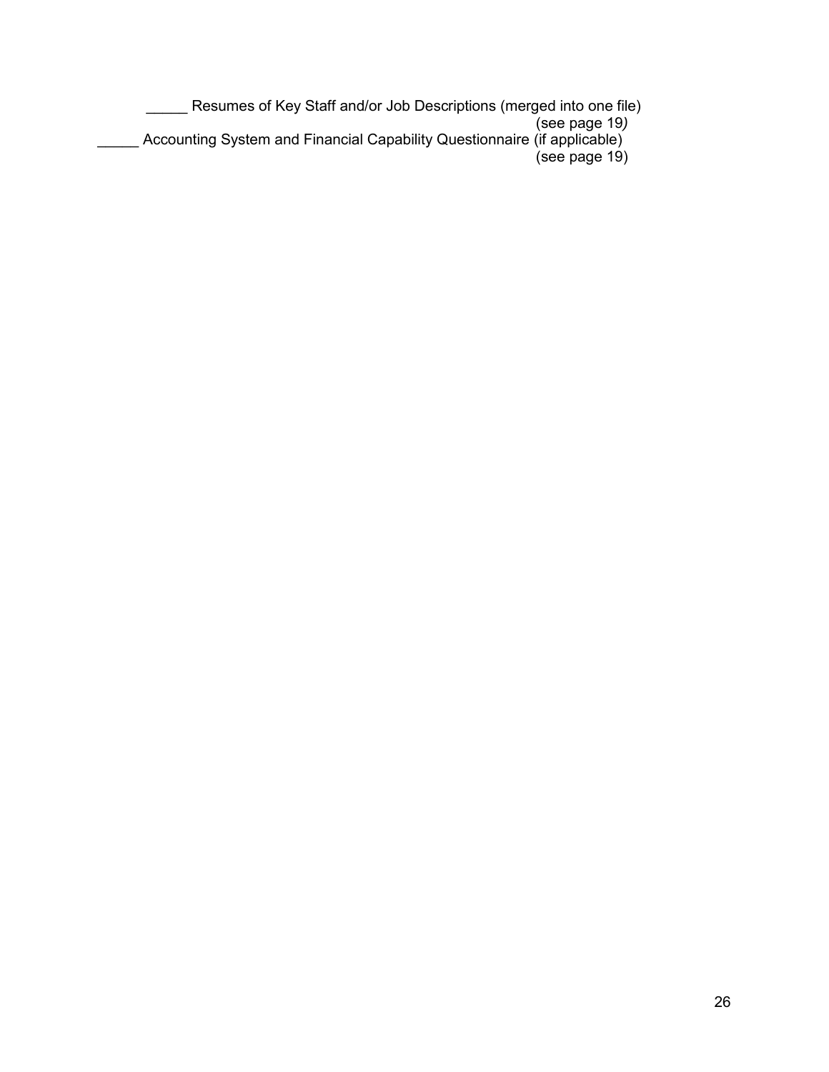_____ Resumes of Key Staff and/or Job Descriptions (merged into one file) (see page 19)

_____ Accounting System and Financial Capability Questionnaire (if applicable) (see page 19)